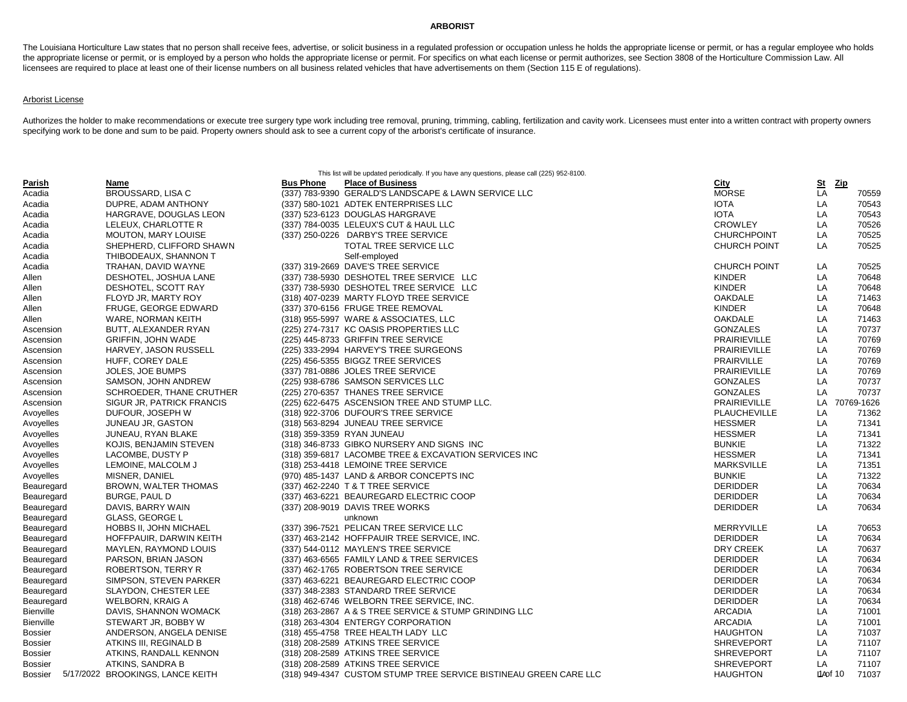**ARBORIST**

The Louisiana Horticulture Law states that no person shall receive fees, advertise, or solicit business in a regulated profession or occupation unless he holds the appropriate license or permit, or has a regular employee who holds the appropriate license or permit, or is employed by a person who holds the appropriate license or permit. For specifics on what each license or permit authorizes, see Section 3808 of the Horticulture Commission Law. All licensees are required to place at least one of their license numbers on all business related vehicles that have advertisements on them (Section 115 E of regulations).

Arborist License

Authorizes the holder to make recommendations or execute tree surgery type work including tree removal, pruning, trimming, cabling, fertilization and cavity work. Licensees must enter into a written contract with property owners specifying work to be done and sum to be paid. Property owners should ask to see a current copy of the arborist's certificate of insurance.

This list will be updated periodically. If you have any questions, please call (225) 952-8100.

| Parish | Name | Bus Phone | Place of Business | City | St | Zip |
|---|---|---|---|---|---|---|
| Acadia | BROUSSARD, LISA C | (337) 783-9390 | GERALD'S LANDSCAPE & LAWN SERVICE LLC | MORSE | LA | 70559 |
| Acadia | DUPRE, ADAM ANTHONY | (337) 580-1021 | ADTEK ENTERPRISES LLC | IOTA | LA | 70543 |
| Acadia | HARGRAVE, DOUGLAS LEON | (337) 523-6123 | DOUGLAS HARGRAVE | IOTA | LA | 70543 |
| Acadia | LELEUX, CHARLOTTE R | (337) 784-0035 | LELEUX'S CUT & HAUL LLC | CROWLEY | LA | 70526 |
| Acadia | MOUTON, MARY LOUISE | (337) 250-0226 | DARBY'S TREE SERVICE | CHURCHPOINT | LA | 70525 |
| Acadia | SHEPHERD, CLIFFORD SHAWN | | TOTAL TREE SERVICE LLC | CHURCH POINT | LA | 70525 |
| Acadia | THIBODEAUX, SHANNON T | | Self-employed | | | |
| Acadia | TRAHAN, DAVID WAYNE | (337) 319-2669 | DAVE'S TREE SERVICE | CHURCH POINT | LA | 70525 |
| Allen | DESHOTEL, JOSHUA LANE | (337) 738-5930 | DESHOTEL TREE SERVICE LLC | KINDER | LA | 70648 |
| Allen | DESHOTEL, SCOTT RAY | (337) 738-5930 | DESHOTEL TREE SERVICE LLC | KINDER | LA | 70648 |
| Allen | FLOYD JR, MARTY ROY | (318) 407-0239 | MARTY FLOYD TREE SERVICE | OAKDALE | LA | 71463 |
| Allen | FRUGE, GEORGE EDWARD | (337) 370-6156 | FRUGE TREE REMOVAL | KINDER | LA | 70648 |
| Allen | WARE, NORMAN KEITH | (318) 955-5997 | WARE & ASSOCIATES, LLC | OAKDALE | LA | 71463 |
| Ascension | BUTT, ALEXANDER RYAN | (225) 274-7317 | KC OASIS PROPERTIES LLC | GONZALES | LA | 70737 |
| Ascension | GRIFFIN, JOHN WADE | (225) 445-8733 | GRIFFIN TREE SERVICE | PRAIRIEVILLE | LA | 70769 |
| Ascension | HARVEY, JASON RUSSELL | (225) 333-2994 | HARVEY'S TREE SURGEONS | PRAIRIEVILLE | LA | 70769 |
| Ascension | HUFF, COREY DALE | (225) 456-5355 | BIGGZ TREE SERVICES | PRAIRVILLE | LA | 70769 |
| Ascension | JOLES, JOE BUMPS | (337) 781-0886 | JOLES TREE SERVICE | PRAIRIEVILLE | LA | 70769 |
| Ascension | SAMSON, JOHN ANDREW | (225) 938-6786 | SAMSON SERVICES LLC | GONZALES | LA | 70737 |
| Ascension | SCHROEDER, THANE CRUTHER | (225) 270-6357 | THANES TREE SERVICE | GONZALES | LA | 70737 |
| Ascension | SIGUR JR, PATRICK FRANCIS | (225) 622-6475 | ASCENSION TREE AND STUMP LLC. | PRAIRIEVILLE | LA | 70769-1626 |
| Avoyelles | DUFOUR, JOSEPH W | (318) 922-3706 | DUFOUR'S TREE SERVICE | PLAUCHEVILLE | LA | 71362 |
| Avoyelles | JUNEAU JR, GASTON | (318) 563-8294 | JUNEAU TREE SERVICE | HESSMER | LA | 71341 |
| Avoyelles | JUNEAU, RYAN BLAKE | (318) 359-3359 | RYAN JUNEAU | HESSMER | LA | 71341 |
| Avoyelles | KOJIS, BENJAMIN STEVEN | (318) 346-8733 | GIBKO NURSERY AND SIGNS INC | BUNKIE | LA | 71322 |
| Avoyelles | LACOMBE, DUSTY P | (318) 359-6817 | LACOMBE TREE & EXCAVATION SERVICES INC | HESSMER | LA | 71341 |
| Avoyelles | LEMOINE, MALCOLM J | (318) 253-4418 | LEMOINE TREE SERVICE | MARKSVILLE | LA | 71351 |
| Avoyelles | MISNER, DANIEL | (970) 485-1437 | LAND & ARBOR CONCEPTS INC | BUNKIE | LA | 71322 |
| Beauregard | BROWN, WALTER THOMAS | (337) 462-2240 | T & T TREE SERVICE | DERIDDER | LA | 70634 |
| Beauregard | BURGE, PAUL D | (337) 463-6221 | BEAUREGARD ELECTRIC COOP | DERIDDER | LA | 70634 |
| Beauregard | DAVIS, BARRY WAIN | (337) 208-9019 | DAVIS TREE WORKS | DERIDDER | LA | 70634 |
| Beauregard | GLASS, GEORGE L | | unknown | | | |
| Beauregard | HOBBS II, JOHN MICHAEL | (337) 396-7521 | PELICAN TREE SERVICE LLC | MERRYVILLE | LA | 70653 |
| Beauregard | HOFFPAUIR, DARWIN KEITH | (337) 463-2142 | HOFFPAUIR TREE SERVICE, INC. | DERIDDER | LA | 70634 |
| Beauregard | MAYLEN, RAYMOND LOUIS | (337) 544-0112 | MAYLEN'S TREE SERVICE | DRY CREEK | LA | 70637 |
| Beauregard | PARSON, BRIAN JASON | (337) 463-6565 | FAMILY LAND & TREE SERVICES | DERIDDER | LA | 70634 |
| Beauregard | ROBERTSON, TERRY R | (337) 462-1765 | ROBERTSON TREE SERVICE | DERIDDER | LA | 70634 |
| Beauregard | SIMPSON, STEVEN PARKER | (337) 463-6221 | BEAUREGARD ELECTRIC COOP | DERIDDER | LA | 70634 |
| Beauregard | SLAYDON, CHESTER LEE | (337) 348-2383 | STANDARD TREE SERVICE | DERIDDER | LA | 70634 |
| Beauregard | WELBORN, KRAIG A | (318) 462-6746 | WELBORN TREE SERVICE, INC. | DERIDDER | LA | 70634 |
| Bienville | DAVIS, SHANNON WOMACK | (318) 263-2867 | A & S TREE SERVICE & STUMP GRINDING LLC | ARCADIA | LA | 71001 |
| Bienville | STEWART JR, BOBBY W | (318) 263-4304 | ENTERGY CORPORATION | ARCADIA | LA | 71001 |
| Bossier | ANDERSON, ANGELA DENISE | (318) 455-4758 | TREE HEALTH LADY LLC | HAUGHTON | LA | 71037 |
| Bossier | ATKINS III, REGINALD B | (318) 208-2589 | ATKINS TREE SERVICE | SHREVEPORT | LA | 71107 |
| Bossier | ATKINS, RANDALL KENNON | (318) 208-2589 | ATKINS TREE SERVICE | SHREVEPORT | LA | 71107 |
| Bossier | ATKINS, SANDRA B | (318) 208-2589 | ATKINS TREE SERVICE | SHREVEPORT | LA | 71107 |
| Bossier | BROOKINGS, LANCE KEITH | (318) 949-4347 | CUSTOM STUMP TREE SERVICE BISTINEAU GREEN CARE LLC | HAUGHTON | LA | 71037 |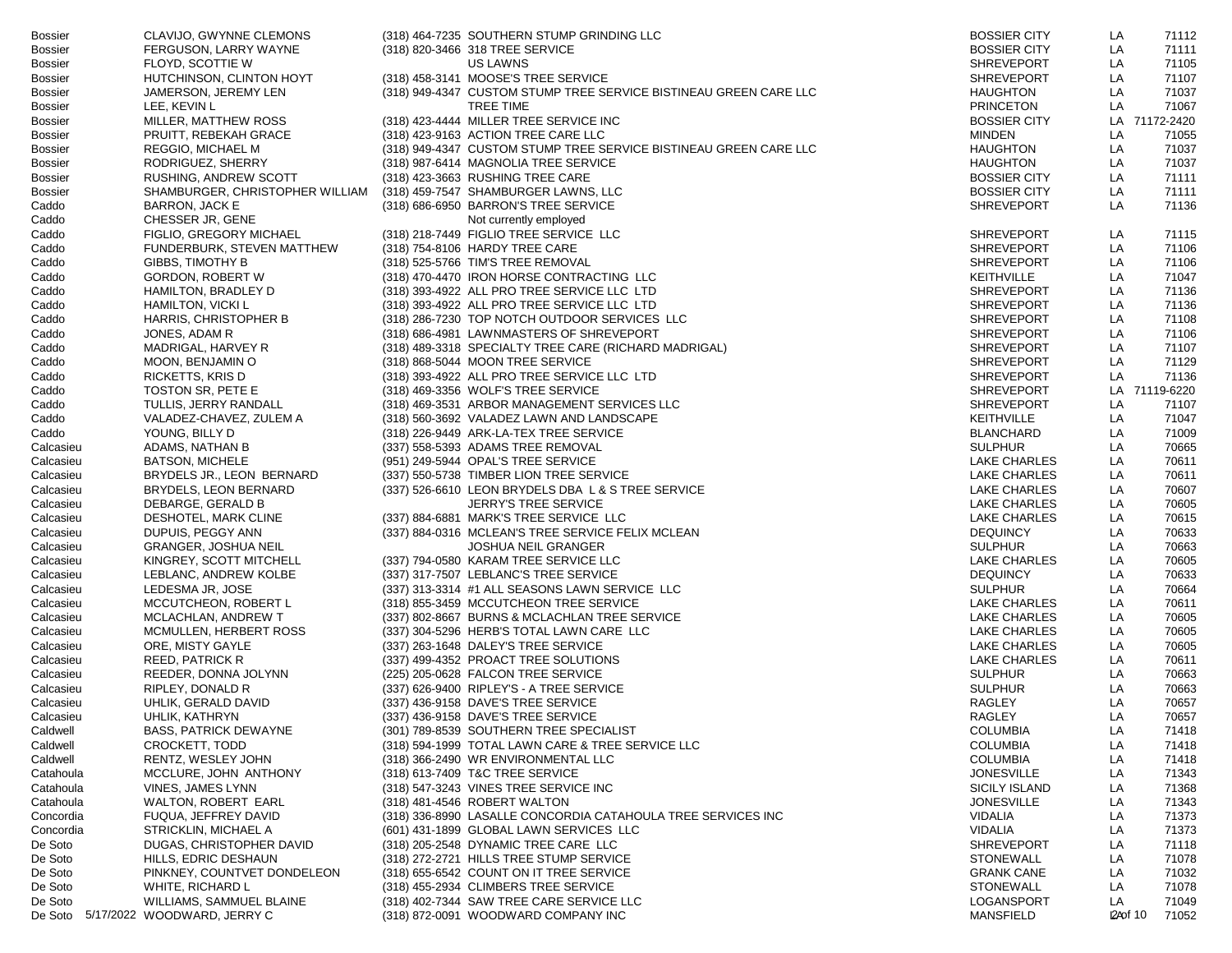| | | | | | | |
|---|---|---|---|---|---|---|
| Bossier | CLAVIJO, GWYNNE CLEMONS | (318) 464-7235 | SOUTHERN STUMP GRINDING LLC | BOSSIER CITY | LA | 71112 |
| Bossier | FERGUSON, LARRY WAYNE | (318) 820-3466 | 318 TREE SERVICE | BOSSIER CITY | LA | 71111 |
| Bossier | FLOYD, SCOTTIE W | | US LAWNS | SHREVEPORT | LA | 71105 |
| Bossier | HUTCHINSON, CLINTON HOYT | (318) 458-3141 | MOOSE'S TREE SERVICE | SHREVEPORT | LA | 71107 |
| Bossier | JAMERSON, JEREMY LEN | (318) 949-4347 | CUSTOM STUMP TREE SERVICE BISTINEAU GREEN CARE LLC | HAUGHTON | LA | 71037 |
| Bossier | LEE, KEVIN L | | TREE TIME | PRINCETON | LA | 71067 |
| Bossier | MILLER, MATTHEW ROSS | (318) 423-4444 | MILLER TREE SERVICE INC | BOSSIER CITY | LA | 71172-2420 |
| Bossier | PRUITT, REBEKAH GRACE | (318) 423-9163 | ACTION TREE CARE LLC | MINDEN | LA | 71055 |
| Bossier | REGGIO, MICHAEL M | (318) 949-4347 | CUSTOM STUMP TREE SERVICE BISTINEAU GREEN CARE LLC | HAUGHTON | LA | 71037 |
| Bossier | RODRIGUEZ, SHERRY | (318) 987-6414 | MAGNOLIA TREE SERVICE | HAUGHTON | LA | 71037 |
| Bossier | RUSHING, ANDREW SCOTT | (318) 423-3663 | RUSHING TREE CARE | BOSSIER CITY | LA | 71111 |
| Bossier | SHAMBURGER, CHRISTOPHER WILLIAM | (318) 459-7547 | SHAMBURGER LAWNS, LLC | BOSSIER CITY | LA | 71111 |
| Caddo | BARRON, JACK E | (318) 686-6950 | BARRON'S TREE SERVICE | SHREVEPORT | LA | 71136 |
| Caddo | CHESSER JR, GENE | | Not currently employed | | | |
| Caddo | FIGLIO, GREGORY MICHAEL | (318) 218-7449 | FIGLIO TREE SERVICE LLC | SHREVEPORT | LA | 71115 |
| Caddo | FUNDERBURK, STEVEN MATTHEW | (318) 754-8106 | HARDY TREE CARE | SHREVEPORT | LA | 71106 |
| Caddo | GIBBS, TIMOTHY B | (318) 525-5766 | TIM'S TREE REMOVAL | SHREVEPORT | LA | 71106 |
| Caddo | GORDON, ROBERT W | (318) 470-4470 | IRON HORSE CONTRACTING LLC | KEITHVILLE | LA | 71047 |
| Caddo | HAMILTON, BRADLEY D | (318) 393-4922 | ALL PRO TREE SERVICE LLC LTD | SHREVEPORT | LA | 71136 |
| Caddo | HAMILTON, VICKI L | (318) 393-4922 | ALL PRO TREE SERVICE LLC LTD | SHREVEPORT | LA | 71136 |
| Caddo | HARRIS, CHRISTOPHER B | (318) 286-7230 | TOP NOTCH OUTDOOR SERVICES LLC | SHREVEPORT | LA | 71108 |
| Caddo | JONES, ADAM R | (318) 686-4981 | LAWNMASTERS OF SHREVEPORT | SHREVEPORT | LA | 71106 |
| Caddo | MADRIGAL, HARVEY R | (318) 489-3318 | SPECIALTY TREE CARE (RICHARD MADRIGAL) | SHREVEPORT | LA | 71107 |
| Caddo | MOON, BENJAMIN O | (318) 868-5044 | MOON TREE SERVICE | SHREVEPORT | LA | 71129 |
| Caddo | RICKETTS, KRIS D | (318) 393-4922 | ALL PRO TREE SERVICE LLC LTD | SHREVEPORT | LA | 71136 |
| Caddo | TOSTON SR, PETE E | (318) 469-3356 | WOLF'S TREE SERVICE | SHREVEPORT | LA | 71119-6220 |
| Caddo | TULLIS, JERRY RANDALL | (318) 469-3531 | ARBOR MANAGEMENT SERVICES LLC | SHREVEPORT | LA | 71107 |
| Caddo | VALADEZ-CHAVEZ, ZULEM A | (318) 560-3692 | VALADEZ LAWN AND LANDSCAPE | KEITHVILLE | LA | 71047 |
| Caddo | YOUNG, BILLY D | (318) 226-9449 | ARK-LA-TEX TREE SERVICE | BLANCHARD | LA | 71009 |
| Calcasieu | ADAMS, NATHAN B | (337) 558-5393 | ADAMS TREE REMOVAL | SULPHUR | LA | 70665 |
| Calcasieu | BATSON, MICHELE | (951) 249-5944 | OPAL'S TREE SERVICE | LAKE CHARLES | LA | 70611 |
| Calcasieu | BRYDELS JR., LEON BERNARD | (337) 550-5738 | TIMBER LION TREE SERVICE | LAKE CHARLES | LA | 70611 |
| Calcasieu | BRYDELS, LEON BERNARD | (337) 526-6610 | LEON BRYDELS DBA L & S TREE SERVICE | LAKE CHARLES | LA | 70607 |
| Calcasieu | DEBARGE, GERALD B | | JERRY'S TREE SERVICE | LAKE CHARLES | LA | 70605 |
| Calcasieu | DESHOTEL, MARK CLINE | (337) 884-6881 | MARK'S TREE SERVICE LLC | LAKE CHARLES | LA | 70615 |
| Calcasieu | DUPUIS, PEGGY ANN | (337) 884-0316 | MCLEAN'S TREE SERVICE FELIX MCLEAN | DEQUINCY | LA | 70633 |
| Calcasieu | GRANGER, JOSHUA NEIL | | JOSHUA NEIL GRANGER | SULPHUR | LA | 70663 |
| Calcasieu | KINGREY, SCOTT MITCHELL | (337) 794-0580 | KARAM TREE SERVICE LLC | LAKE CHARLES | LA | 70605 |
| Calcasieu | LEBLANC, ANDREW KOLBE | (337) 317-7507 | LEBLANC'S TREE SERVICE | DEQUINCY | LA | 70633 |
| Calcasieu | LEDESMA JR, JOSE | (337) 313-3314 | #1 ALL SEASONS LAWN SERVICE LLC | SULPHUR | LA | 70664 |
| Calcasieu | MCCUTCHEON, ROBERT L | (318) 855-3459 | MCCUTCHEON TREE SERVICE | LAKE CHARLES | LA | 70611 |
| Calcasieu | MCLACHLAN, ANDREW T | (337) 802-8667 | BURNS & MCLACHLAN TREE SERVICE | LAKE CHARLES | LA | 70605 |
| Calcasieu | MCMULLEN, HERBERT ROSS | (337) 304-5296 | HERB'S TOTAL LAWN CARE LLC | LAKE CHARLES | LA | 70605 |
| Calcasieu | ORE, MISTY GAYLE | (337) 263-1648 | DALEY'S TREE SERVICE | LAKE CHARLES | LA | 70605 |
| Calcasieu | REED, PATRICK R | (337) 499-4352 | PROACT TREE SOLUTIONS | LAKE CHARLES | LA | 70611 |
| Calcasieu | REEDER, DONNA JOLYNN | (225) 205-0628 | FALCON TREE SERVICE | SULPHUR | LA | 70663 |
| Calcasieu | RIPLEY, DONALD R | (337) 626-9400 | RIPLEY'S - A TREE SERVICE | SULPHUR | LA | 70663 |
| Calcasieu | UHLIK, GERALD DAVID | (337) 436-9158 | DAVE'S TREE SERVICE | RAGLEY | LA | 70657 |
| Calcasieu | UHLIK, KATHRYN | (337) 436-9158 | DAVE'S TREE SERVICE | RAGLEY | LA | 70657 |
| Caldwell | BASS, PATRICK DEWAYNE | (301) 789-8539 | SOUTHERN TREE SPECIALIST | COLUMBIA | LA | 71418 |
| Caldwell | CROCKETT, TODD | (318) 594-1999 | TOTAL LAWN CARE & TREE SERVICE LLC | COLUMBIA | LA | 71418 |
| Caldwell | RENTZ, WESLEY JOHN | (318) 366-2490 | WR ENVIRONMENTAL LLC | COLUMBIA | LA | 71418 |
| Catahoula | MCCLURE, JOHN ANTHONY | (318) 613-7409 | T&C TREE SERVICE | JONESVILLE | LA | 71343 |
| Catahoula | VINES, JAMES LYNN | (318) 547-3243 | VINES TREE SERVICE INC | SICILY ISLAND | LA | 71368 |
| Catahoula | WALTON, ROBERT EARL | (318) 481-4546 | ROBERT WALTON | JONESVILLE | LA | 71343 |
| Concordia | FUQUA, JEFFREY DAVID | (318) 336-8990 | LASALLE CONCORDIA CATAHOULA TREE SERVICES INC | VIDALIA | LA | 71373 |
| Concordia | STRICKLIN, MICHAEL A | (601) 431-1899 | GLOBAL LAWN SERVICES LLC | VIDALIA | LA | 71373 |
| De Soto | DUGAS, CHRISTOPHER DAVID | (318) 205-2548 | DYNAMIC TREE CARE LLC | SHREVEPORT | LA | 71118 |
| De Soto | HILLS, EDRIC DESHAUN | (318) 272-2721 | HILLS TREE STUMP SERVICE | STONEWALL | LA | 71078 |
| De Soto | PINKNEY, COUNTVET DONDELEON | (318) 655-6542 | COUNT ON IT TREE SERVICE | GRANK CANE | LA | 71032 |
| De Soto | WHITE, RICHARD L | (318) 455-2934 | CLIMBERS TREE SERVICE | STONEWALL | LA | 71078 |
| De Soto | WILLIAMS, SAMMUEL BLAINE | (318) 402-7344 | SAW TREE CARE SERVICE LLC | LOGANSPORT | LA | 71049 |
| De Soto | WOODWARD, JERRY C | (318) 872-0091 | WOODWARD COMPANY INC | MANSFIELD | LA | 71052 |

5/17/2022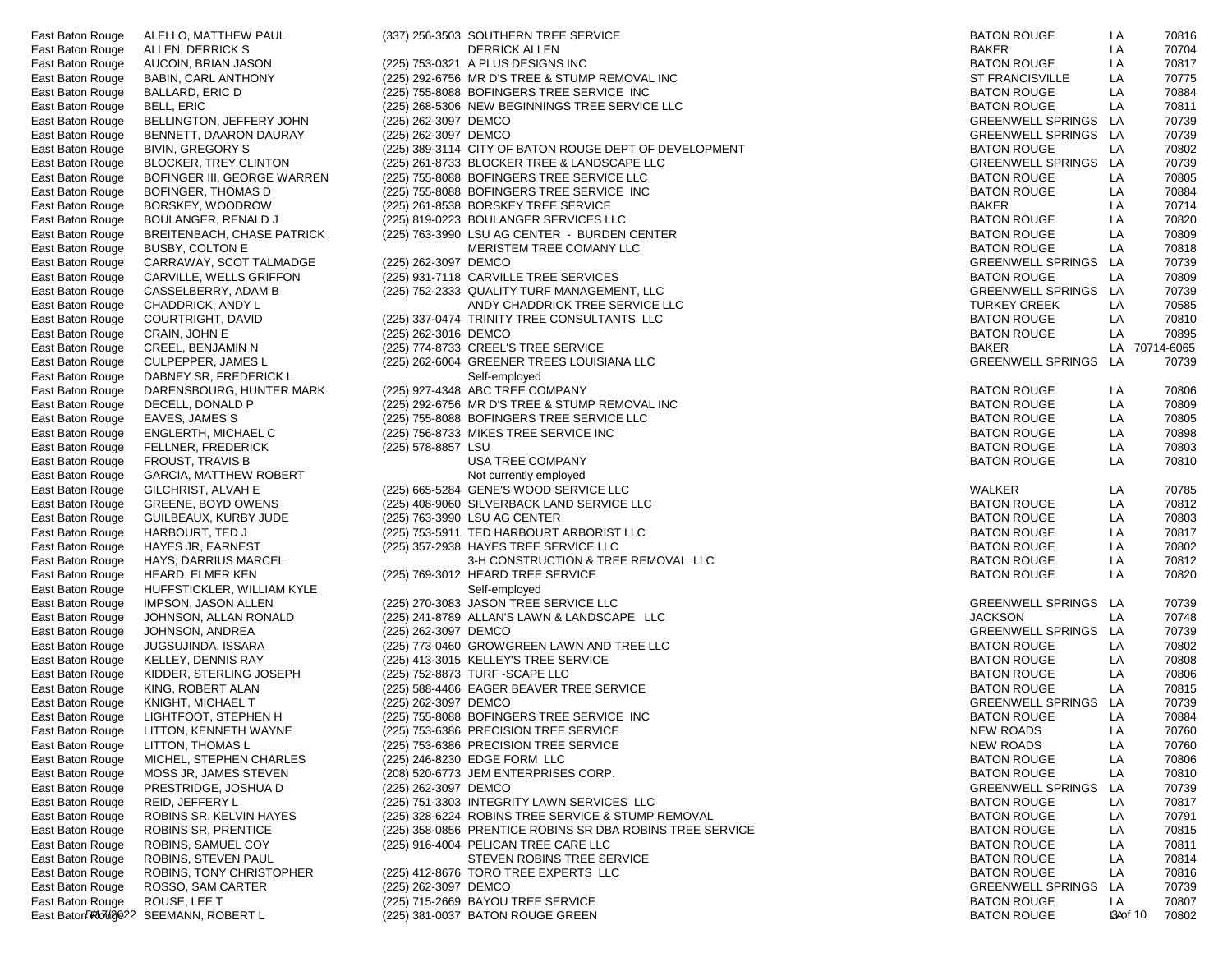| Parish | Name | Phone | Company | City | State | Zip |
| --- | --- | --- | --- | --- | --- | --- |
| East Baton Rouge | ALELLO, MATTHEW PAUL | (337) 256-3503 | SOUTHERN TREE SERVICE | BATON ROUGE | LA | 70816 |
| East Baton Rouge | ALLEN, DERRICK S | | DERRICK ALLEN | BAKER | LA | 70704 |
| East Baton Rouge | AUCOIN, BRIAN JASON | (225) 753-0321 | A PLUS DESIGNS INC | BATON ROUGE | LA | 70817 |
| East Baton Rouge | BABIN, CARL ANTHONY | (225) 292-6756 | MR D'S TREE & STUMP REMOVAL INC | ST FRANCISVILLE | LA | 70775 |
| East Baton Rouge | BALLARD, ERIC D | (225) 755-8088 | BOFINGERS TREE SERVICE INC | BATON ROUGE | LA | 70884 |
| East Baton Rouge | BELL, ERIC | (225) 268-5306 | NEW BEGINNINGS TREE SERVICE LLC | BATON ROUGE | LA | 70811 |
| East Baton Rouge | BELLINGTON, JEFFERY JOHN | (225) 262-3097 | DEMCO | GREENWELL SPRINGS | LA | 70739 |
| East Baton Rouge | BENNETT, DAARON DAURAY | (225) 262-3097 | DEMCO | GREENWELL SPRINGS | LA | 70739 |
| East Baton Rouge | BIVIN, GREGORY S | (225) 389-3114 | CITY OF BATON ROUGE DEPT OF DEVELOPMENT | BATON ROUGE | LA | 70802 |
| East Baton Rouge | BLOCKER, TREY CLINTON | (225) 261-8733 | BLOCKER TREE & LANDSCAPE LLC | GREENWELL SPRINGS | LA | 70739 |
| East Baton Rouge | BOFINGER III, GEORGE WARREN | (225) 755-8088 | BOFINGERS TREE SERVICE LLC | BATON ROUGE | LA | 70805 |
| East Baton Rouge | BOFINGER, THOMAS D | (225) 755-8088 | BOFINGERS TREE SERVICE INC | BATON ROUGE | LA | 70884 |
| East Baton Rouge | BORSKEY, WOODROW | (225) 261-8538 | BORSKEY TREE SERVICE | BAKER | LA | 70714 |
| East Baton Rouge | BOULANGER, RENALD J | (225) 819-0223 | BOULANGER SERVICES LLC | BATON ROUGE | LA | 70820 |
| East Baton Rouge | BREITENBACH, CHASE PATRICK | (225) 763-3990 | LSU AG CENTER - BURDEN CENTER | BATON ROUGE | LA | 70809 |
| East Baton Rouge | BUSBY, COLTON E | | MERISTEM TREE COMANY LLC | BATON ROUGE | LA | 70818 |
| East Baton Rouge | CARRAWAY, SCOT TALMADGE | (225) 262-3097 | DEMCO | GREENWELL SPRINGS | LA | 70739 |
| East Baton Rouge | CARVILLE, WELLS GRIFFON | (225) 931-7118 | CARVILLE TREE SERVICES | BATON ROUGE | LA | 70809 |
| East Baton Rouge | CASSELBERRY, ADAM B | (225) 752-2333 | QUALITY TURF MANAGEMENT, LLC | GREENWELL SPRINGS | LA | 70739 |
| East Baton Rouge | CHADDRICK, ANDY L | | ANDY CHADDRICK TREE SERVICE LLC | TURKEY CREEK | LA | 70585 |
| East Baton Rouge | COURTRIGHT, DAVID | (225) 337-0474 | TRINITY TREE CONSULTANTS LLC | BATON ROUGE | LA | 70810 |
| East Baton Rouge | CRAIN, JOHN E | (225) 262-3016 | DEMCO | BATON ROUGE | LA | 70895 |
| East Baton Rouge | CREEL, BENJAMIN N | (225) 774-8733 | CREEL'S TREE SERVICE | BAKER | LA | 70714-6065 |
| East Baton Rouge | CULPEPPER, JAMES L | (225) 262-6064 | GREENER TREES LOUISIANA LLC | GREENWELL SPRINGS | LA | 70739 |
| East Baton Rouge | DABNEY SR, FREDERICK L | | Self-employed | | | |
| East Baton Rouge | DARENSBOURG, HUNTER MARK | (225) 927-4348 | ABC TREE COMPANY | BATON ROUGE | LA | 70806 |
| East Baton Rouge | DECELL, DONALD P | (225) 292-6756 | MR D'S TREE & STUMP REMOVAL INC | BATON ROUGE | LA | 70809 |
| East Baton Rouge | EAVES, JAMES S | (225) 755-8088 | BOFINGERS TREE SERVICE LLC | BATON ROUGE | LA | 70805 |
| East Baton Rouge | ENGLERTH, MICHAEL C | (225) 756-8733 | MIKES TREE SERVICE INC | BATON ROUGE | LA | 70898 |
| East Baton Rouge | FELLNER, FREDERICK | (225) 578-8857 | LSU | BATON ROUGE | LA | 70803 |
| East Baton Rouge | FROUST, TRAVIS B | | USA TREE COMPANY | BATON ROUGE | LA | 70810 |
| East Baton Rouge | GARCIA, MATTHEW ROBERT | | Not currently employed | | | |
| East Baton Rouge | GILCHRIST, ALVAH E | (225) 665-5284 | GENE'S WOOD SERVICE LLC | WALKER | LA | 70785 |
| East Baton Rouge | GREENE, BOYD OWENS | (225) 408-9060 | SILVERBACK LAND SERVICE LLC | BATON ROUGE | LA | 70812 |
| East Baton Rouge | GUILBEAUX, KURBY JUDE | (225) 763-3990 | LSU AG CENTER | BATON ROUGE | LA | 70803 |
| East Baton Rouge | HARBOURT, TED J | (225) 753-5911 | TED HARBOURT ARBORIST LLC | BATON ROUGE | LA | 70817 |
| East Baton Rouge | HAYES JR, EARNEST | (225) 357-2938 | HAYES TREE SERVICE LLC | BATON ROUGE | LA | 70802 |
| East Baton Rouge | HAYS, DARRIUS MARCEL | | 3-H CONSTRUCTION & TREE REMOVAL LLC | BATON ROUGE | LA | 70812 |
| East Baton Rouge | HEARD, ELMER KEN | (225) 769-3012 | HEARD TREE SERVICE | BATON ROUGE | LA | 70820 |
| East Baton Rouge | HUFFSTICKLER, WILLIAM KYLE | | Self-employed | | | |
| East Baton Rouge | IMPSON, JASON ALLEN | (225) 270-3083 | JASON TREE SERVICE LLC | GREENWELL SPRINGS | LA | 70739 |
| East Baton Rouge | JOHNSON, ALLAN RONALD | (225) 241-8789 | ALLAN'S LAWN & LANDSCAPE LLC | JACKSON | LA | 70748 |
| East Baton Rouge | JOHNSON, ANDREA | (225) 262-3097 | DEMCO | GREENWELL SPRINGS | LA | 70739 |
| East Baton Rouge | JUGSUJINDA, ISSARA | (225) 773-0460 | GROWGREEN LAWN AND TREE LLC | BATON ROUGE | LA | 70802 |
| East Baton Rouge | KELLEY, DENNIS RAY | (225) 413-3015 | KELLEY'S TREE SERVICE | BATON ROUGE | LA | 70808 |
| East Baton Rouge | KIDDER, STERLING JOSEPH | (225) 752-8873 | TURF -SCAPE LLC | BATON ROUGE | LA | 70806 |
| East Baton Rouge | KING, ROBERT ALAN | (225) 588-4466 | EAGER BEAVER TREE SERVICE | BATON ROUGE | LA | 70815 |
| East Baton Rouge | KNIGHT, MICHAEL T | (225) 262-3097 | DEMCO | GREENWELL SPRINGS | LA | 70739 |
| East Baton Rouge | LIGHTFOOT, STEPHEN H | (225) 755-8088 | BOFINGERS TREE SERVICE INC | BATON ROUGE | LA | 70884 |
| East Baton Rouge | LITTON, KENNETH WAYNE | (225) 753-6386 | PRECISION TREE SERVICE | NEW ROADS | LA | 70760 |
| East Baton Rouge | LITTON, THOMAS L | (225) 753-6386 | PRECISION TREE SERVICE | NEW ROADS | LA | 70760 |
| East Baton Rouge | MICHEL, STEPHEN CHARLES | (225) 246-8230 | EDGE FORM LLC | BATON ROUGE | LA | 70806 |
| East Baton Rouge | MOSS JR, JAMES STEVEN | (208) 520-6773 | JEM ENTERPRISES CORP. | BATON ROUGE | LA | 70810 |
| East Baton Rouge | PRESTRIDGE, JOSHUA D | (225) 262-3097 | DEMCO | GREENWELL SPRINGS | LA | 70739 |
| East Baton Rouge | REID, JEFFERY L | (225) 751-3303 | INTEGRITY LAWN SERVICES LLC | BATON ROUGE | LA | 70817 |
| East Baton Rouge | ROBINS SR, KELVIN HAYES | (225) 328-6224 | ROBINS TREE SERVICE & STUMP REMOVAL | BATON ROUGE | LA | 70791 |
| East Baton Rouge | ROBINS SR, PRENTICE | (225) 358-0856 | PRENTICE ROBINS SR DBA ROBINS TREE SERVICE | BATON ROUGE | LA | 70815 |
| East Baton Rouge | ROBINS, SAMUEL COY | (225) 916-4004 | PELICAN TREE CARE LLC | BATON ROUGE | LA | 70811 |
| East Baton Rouge | ROBINS, STEVEN PAUL | | STEVEN ROBINS TREE SERVICE | BATON ROUGE | LA | 70814 |
| East Baton Rouge | ROBINS, TONY CHRISTOPHER | (225) 412-8676 | TORO TREE EXPERTS LLC | BATON ROUGE | LA | 70816 |
| East Baton Rouge | ROSSO, SAM CARTER | (225) 262-3097 | DEMCO | GREENWELL SPRINGS | LA | 70739 |
| East Baton Rouge | ROUSE, LEE T | (225) 715-2669 | BAYOU TREE SERVICE | BATON ROUGE | LA | 70807 |
| East Baton Rouge | SEEMANN, ROBERT L | (225) 381-0037 | BATON ROUGE GREEN | BATON ROUGE | LA | 70802 |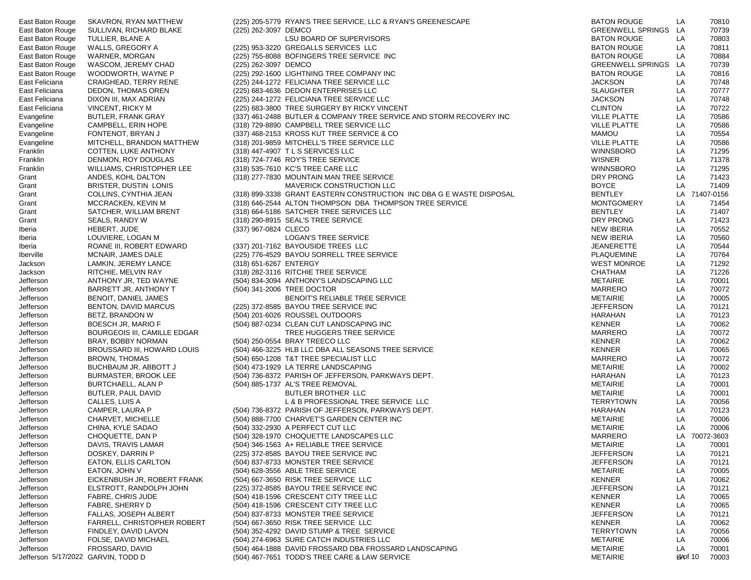| Parish | Name | Phone | Company | City | State | Zip |
|---|---|---|---|---|---|---|
| East Baton Rouge | SKAVRON, RYAN MATTHEW | (225) 205-5779 | RYAN'S TREE SERVICE, LLC & RYAN'S GREENESCAPE | BATON ROUGE | LA | 70810 |
| East Baton Rouge | SULLIVAN, RICHARD BLAKE | (225) 262-3097 | DEMCO | GREENWELL SPRINGS | LA | 70739 |
| East Baton Rouge | TULLIER, BLANE A | | LSU BOARD OF SUPERVISORS | BATON ROUGE | LA | 70803 |
| East Baton Rouge | WALLS, GREGORY A | (225) 953-3220 | GREGALLS SERVICES LLC | BATON ROUGE | LA | 70811 |
| East Baton Rouge | WARNER, MORGAN | (225) 755-8088 | BOFINGERS TREE SERVICE INC | BATON ROUGE | LA | 70884 |
| East Baton Rouge | WASCOM, JEREMY CHAD | (225) 262-3097 | DEMCO | GREENWELL SPRINGS | LA | 70739 |
| East Baton Rouge | WOODWORTH, WAYNE P | (225) 292-1600 | LIGHTNING TREE COMPANY INC | BATON ROUGE | LA | 70816 |
| East Feliciana | CRAIGHEAD, TERRY RENE | (225) 244-1272 | FELICIANA TREE SERVICE LLC | JACKSON | LA | 70748 |
| East Feliciana | DEDON, THOMAS OREN | (225) 683-4636 | DEDON ENTERPRISES LLC | SLAUGHTER | LA | 70777 |
| East Feliciana | DIXON III, MAX ADRIAN | (225) 244-1272 | FELICIANA TREE SERVICE LLC | JACKSON | LA | 70748 |
| East Feliciana | VINCENT, RICKY M | (225) 683-3800 | TREE SURGERY BY RICKY VINCENT | CLINTON | LA | 70722 |
| Evangeline | BUTLER, FRANK GRAY | (337) 461-2488 | BUTLER & COMPANY TREE SERVICE AND STORM RECOVERY INC | VILLE PLATTE | LA | 70586 |
| Evangeline | CAMPBELL, ERIN HOPE | (318) 729-8890 | CAMPBELL TREE SERVICE LLC | VILLE PLATTE | LA | 70586 |
| Evangeline | FONTENOT, BRYAN J | (337) 468-2153 | KROSS KUT TREE SERVICE & CO | MAMOU | LA | 70554 |
| Evangeline | MITCHELL, BRANDON MATTHEW | (318) 201-9859 | MITCHELL'S TREE SERVICE LLC | VILLE PLATTE | LA | 70586 |
| Franklin | COTTEN, LUKE ANTHONY | (318) 447-4907 | T L S SERVICES LLC | WINNSBORO | LA | 71295 |
| Franklin | DENMON, ROY DOUGLAS | (318) 724-7746 | ROY'S TREE SERVICE | WISNER | LA | 71378 |
| Franklin | WILLIAMS, CHRISTOPHER LEE | (318) 535-7610 | KC'S TREE CARE LLC | WINNSBORO | LA | 71295 |
| Grant | ANDES, KOHL DALTON | (318) 277-7830 | MOUNTAIN MAN TREE SERVICE | DRY PRONG | LA | 71423 |
| Grant | BRISTER, DUSTIN LONIS | | MAVERICK CONSTRUCTION LLC | BOYCE | LA | 71409 |
| Grant | COLLINS, CYNTHIA JEAN | (318) 899-3338 | GRANT EASTERN CONSTRUCTION INC DBA G E WASTE DISPOSAL | BENTLEY | LA | 71407-0156 |
| Grant | MCCRACKEN, KEVIN M | (318) 646-2544 | ALTON THOMPSON DBA THOMPSON TREE SERVICE | MONTGOMERY | LA | 71454 |
| Grant | SATCHER, WILLIAM BRENT | (318) 664-5186 | SATCHER TREE SERVICES LLC | BENTLEY | LA | 71407 |
| Grant | SEALS, RANDY W | (318) 290-8915 | SEAL'S TREE SERVICE | DRY PRONG | LA | 71423 |
| Iberia | HEBERT, JUDE | (337) 967-0824 | CLECO | NEW IBERIA | LA | 70552 |
| Iberia | LOUVIERE, LOGAN M | | LOGAN'S TREE SERVICE | NEW IBERIA | LA | 70560 |
| Iberia | ROANE III, ROBERT EDWARD | (337) 201-7162 | BAYOUSIDE TREES LLC | JEANERETTE | LA | 70544 |
| Iberville | MCNAIR, JAMES DALE | (225) 776-4529 | BAYOU SORRELL TREE SERVICE | PLAQUEMINE | LA | 70764 |
| Jackson | LAMKIN, JEREMY LANCE | (318) 651-6267 | ENTERGY | WEST MONROE | LA | 71292 |
| Jackson | RITCHIE, MELVIN RAY | (318) 282-3116 | RITCHIE TREE SERVICE | CHATHAM | LA | 71226 |
| Jefferson | ANTHONY JR, TED WAYNE | (504) 834-3094 | ANTHONY'S LANDSCAPING LLC | METAIRIE | LA | 70001 |
| Jefferson | BARRETT JR, ANTHONY T | (504) 341-2006 | TREE DOCTOR | MARRERO | LA | 70072 |
| Jefferson | BENOIT, DANIEL JAMES | | BENOIT'S RELIABLE TREE SERVICE | METAIRIE | LA | 70005 |
| Jefferson | BENTON, DAVID MARCUS | (225) 372-8585 | BAYOU TREE SERVICE INC | JEFFERSON | LA | 70121 |
| Jefferson | BETZ, BRANDON W | (504) 201-6026 | ROUSSEL OUTDOORS | HARAHAN | LA | 70123 |
| Jefferson | BOESCH JR, MARIO F | (504) 887-0234 | CLEAN CUT LANDSCAPING INC | KENNER | LA | 70062 |
| Jefferson | BOURGEOIS III, CAMILLE EDGAR | | TREE HUGGERS TREE SERVICE | MARRERO | LA | 70072 |
| Jefferson | BRAY, BOBBY NORMAN | (504) 250-0554 | BRAY TREECO LLC | KENNER | LA | 70062 |
| Jefferson | BROUSSARD III, HOWARD LOUIS | (504) 466-3225 | HLB LLC DBA ALL SEASONS TREE SERVICE | KENNER | LA | 70065 |
| Jefferson | BROWN, THOMAS | (504) 650-1208 | T&T TREE SPECIALIST LLC | MARRERO | LA | 70072 |
| Jefferson | BUCHBAUM JR, ABBOTT J | (504) 473-1929 | LA TERRE LANDSCAPING | METAIRIE | LA | 70002 |
| Jefferson | BURMASTER, BROOK LEE | (504) 736-8372 | PARISH OF JEFFERSON, PARKWAYS DEPT. | HARAHAN | LA | 70123 |
| Jefferson | BURTCHAELL, ALAN P | (504) 885-1737 | AL'S TREE REMOVAL | METAIRIE | LA | 70001 |
| Jefferson | BUTLER, PAUL DAVID | | BUTLER BROTHER LLC | METAIRIE | LA | 70001 |
| Jefferson | CALLES, LUIS A | | L & B PROFESSIONAL TREE SERVICE LLC | TERRYTOWN | LA | 70056 |
| Jefferson | CAMPER, LAURA P | (504) 736-8372 | PARISH OF JEFFERSON, PARKWAYS DEPT. | HARAHAN | LA | 70123 |
| Jefferson | CHARVET, MICHELLE | (504) 888-7700 | CHARVET'S GARDEN CENTER INC | METAIRIE | LA | 70006 |
| Jefferson | CHINA, KYLE SADAO | (504) 332-2930 | A PERFECT CUT LLC | METAIRIE | LA | 70006 |
| Jefferson | CHOQUETTE, DAN P | (504) 328-1970 | CHOQUETTE LANDSCAPES LLC | MARRERO | LA | 70072-3603 |
| Jefferson | DAVIS, TRAVIS LAMAR | (504) 346-1563 | A+ RELIABLE TREE SERVICE | METAIRIE | LA | 70001 |
| Jefferson | DOSKEY, DARRIN P | (225) 372-8585 | BAYOU TREE SERVICE INC | JEFFERSON | LA | 70121 |
| Jefferson | EATON, ELLIS CARLTON | (504) 837-8733 | MONSTER TREE SERVICE | JEFFERSON | LA | 70121 |
| Jefferson | EATON, JOHN V | (504) 628-3556 | ABLE TREE SERVICE | METAIRIE | LA | 70005 |
| Jefferson | EICKENBUSH JR, ROBERT FRANK | (504) 667-3650 | RISK TREE SERVICE LLC | KENNER | LA | 70062 |
| Jefferson | ELSTROTT, RANDOLPH JOHN | (225) 372-8585 | BAYOU TREE SERVICE INC | JEFFERSON | LA | 70121 |
| Jefferson | FABRE, CHRIS JUDE | (504) 418-1596 | CRESCENT CITY TREE LLC | KENNER | LA | 70065 |
| Jefferson | FABRE, SHERRY D | (504) 418-1596 | CRESCENT CITY TREE LLC | KENNER | LA | 70065 |
| Jefferson | FALLAS, JOSEPH ALBERT | (504) 837-8733 | MONSTER TREE SERVICE | JEFFERSON | LA | 70121 |
| Jefferson | FARRELL, CHRISTOPHER ROBERT | (504) 667-3650 | RISK TREE SERVICE LLC | KENNER | LA | 70062 |
| Jefferson | FINDLEY, DAVID LAVON | (504) 352-4292 | DAVID STUMP & TREE SERVICE | TERRYTOWN | LA | 70056 |
| Jefferson | FOLSE, DAVID MICHAEL | (504) 274-6963 | SURE CATCH INDUSTRIES LLC | METAIRIE | LA | 70006 |
| Jefferson | FROSSARD, DAVID | (504) 464-1888 | DAVID FROSSARD DBA FROSSARD LANDSCAPING | METAIRIE | LA | 70001 |
| Jefferson | GARVIN, TODD D | (504) 467-7651 | TODD'S TREE CARE & LAW SERVICE | METAIRIE | LA | 70003 |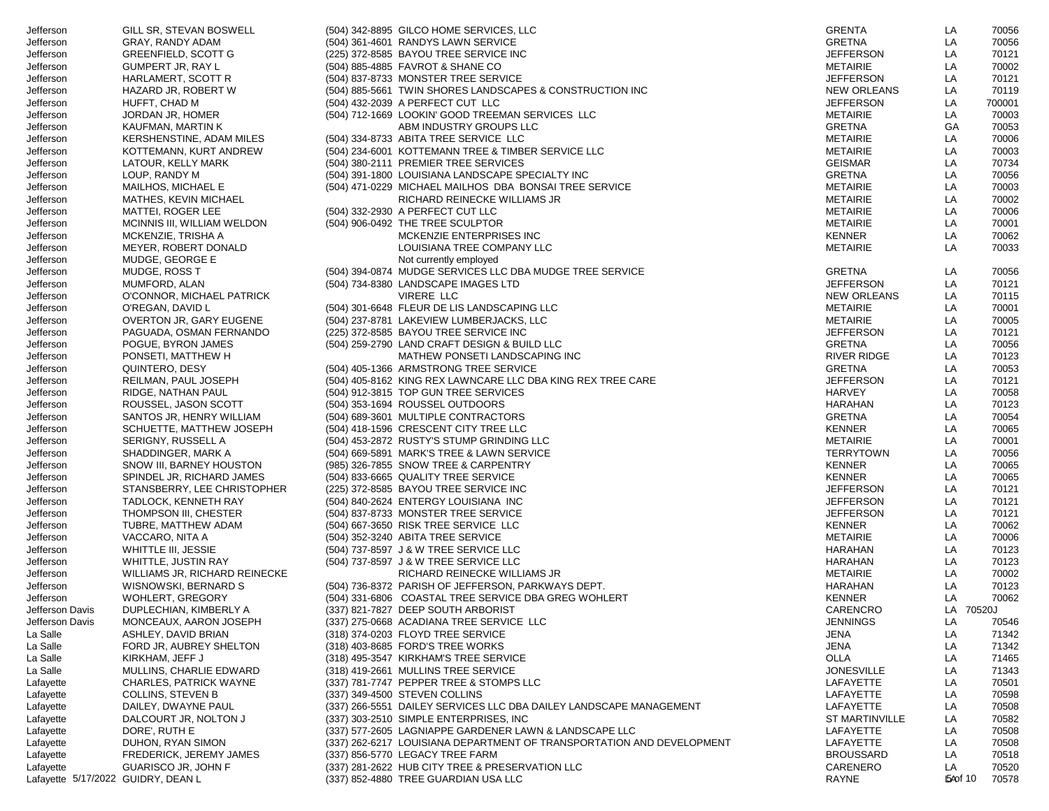| | | | | | | |
|---|---|---|---|---|---|---|
| Jefferson | GILL SR, STEVAN BOSWELL | (504) 342-8895 | GILCO HOME SERVICES, LLC | GRENTA | LA | 70056 |
| Jefferson | GRAY, RANDY ADAM | (504) 361-4601 | RANDYS LAWN SERVICE | GRETNA | LA | 70056 |
| Jefferson | GREENFIELD, SCOTT G | (225) 372-8585 | BAYOU TREE SERVICE INC | JEFFERSON | LA | 70121 |
| Jefferson | GUMPERT JR, RAY L | (504) 885-4885 | FAVROT & SHANE CO | METAIRIE | LA | 70002 |
| Jefferson | HARLAMERT, SCOTT R | (504) 837-8733 | MONSTER TREE SERVICE | JEFFERSON | LA | 70121 |
| Jefferson | HAZARD JR, ROBERT W | (504) 885-5661 | TWIN SHORES LANDSCAPES & CONSTRUCTION INC | NEW ORLEANS | LA | 70119 |
| Jefferson | HUFFT, CHAD M | (504) 432-2039 | A PERFECT CUT LLC | JEFFERSON | LA | 700001 |
| Jefferson | JORDAN JR, HOMER | (504) 712-1669 | LOOKIN' GOOD TREEMAN SERVICES LLC | METAIRIE | LA | 70003 |
| Jefferson | KAUFMAN, MARTIN K | | ABM INDUSTRY GROUPS LLC | GRETNA | GA | 70053 |
| Jefferson | KERSHENSTINE, ADAM MILES | (504) 334-8733 | ABITA TREE SERVICE LLC | METAIRIE | LA | 70006 |
| Jefferson | KOTTEMANN, KURT ANDREW | (504) 234-6001 | KOTTEMANN TREE & TIMBER SERVICE LLC | METAIRIE | LA | 70003 |
| Jefferson | LATOUR, KELLY MARK | (504) 380-2111 | PREMIER TREE SERVICES | GEISMAR | LA | 70734 |
| Jefferson | LOUP, RANDY M | (504) 391-1800 | LOUISIANA LANDSCAPE SPECIALTY INC | GRETNA | LA | 70056 |
| Jefferson | MAILHOS, MICHAEL E | (504) 471-0229 | MICHAEL MAILHOS DBA BONSAI TREE SERVICE | METAIRIE | LA | 70003 |
| Jefferson | MATHES, KEVIN MICHAEL | | RICHARD REINECKE WILLIAMS JR | METAIRIE | LA | 70002 |
| Jefferson | MATTEI, ROGER LEE | (504) 332-2930 | A PERFECT CUT LLC | METAIRIE | LA | 70006 |
| Jefferson | MCINNIS III, WILLIAM WELDON | (504) 906-0492 | THE TREE SCULPTOR | METAIRIE | LA | 70001 |
| Jefferson | MCKENZIE, TRISHA A | | MCKENZIE ENTERPRISES INC | KENNER | LA | 70062 |
| Jefferson | MEYER, ROBERT DONALD | | LOUISIANA TREE COMPANY LLC | METAIRIE | LA | 70033 |
| Jefferson | MUDGE, GEORGE E | | Not currently employed | | | |
| Jefferson | MUDGE, ROSS T | (504) 394-0874 | MUDGE SERVICES LLC DBA MUDGE TREE SERVICE | GRETNA | LA | 70056 |
| Jefferson | MUMFORD, ALAN | (504) 734-8380 | LANDSCAPE IMAGES LTD | JEFFERSON | LA | 70121 |
| Jefferson | O'CONNOR, MICHAEL PATRICK | | VIRERE LLC | NEW ORLEANS | LA | 70115 |
| Jefferson | O'REGAN, DAVID L | (504) 301-6648 | FLEUR DE LIS LANDSCAPING LLC | METAIRIE | LA | 70001 |
| Jefferson | OVERTON JR, GARY EUGENE | (504) 237-8781 | LAKEVIEW LUMBERJACKS, LLC | METAIRIE | LA | 70005 |
| Jefferson | PAGUADA, OSMAN FERNANDO | (225) 372-8585 | BAYOU TREE SERVICE INC | JEFFERSON | LA | 70121 |
| Jefferson | POGUE, BYRON JAMES | (504) 259-2790 | LAND CRAFT DESIGN & BUILD LLC | GRETNA | LA | 70056 |
| Jefferson | PONSETI, MATTHEW H | | MATHEW PONSETI LANDSCAPING INC | RIVER RIDGE | LA | 70123 |
| Jefferson | QUINTERO, DESY | (504) 405-1366 | ARMSTRONG TREE SERVICE | GRETNA | LA | 70053 |
| Jefferson | REILMAN, PAUL JOSEPH | (504) 405-8162 | KING REX LAWNCARE LLC DBA KING REX TREE CARE | JEFFERSON | LA | 70121 |
| Jefferson | RIDGE, NATHAN PAUL | (504) 912-3815 | TOP GUN TREE SERVICES | HARVEY | LA | 70058 |
| Jefferson | ROUSSEL, JASON SCOTT | (504) 353-1694 | ROUSSEL OUTDOORS | HARAHAN | LA | 70123 |
| Jefferson | SANTOS JR, HENRY WILLIAM | (504) 689-3601 | MULTIPLE CONTRACTORS | GRETNA | LA | 70054 |
| Jefferson | SCHUETTE, MATTHEW JOSEPH | (504) 418-1596 | CRESCENT CITY TREE LLC | KENNER | LA | 70065 |
| Jefferson | SERIGNY, RUSSELL A | (504) 453-2872 | RUSTY'S STUMP GRINDING LLC | METAIRIE | LA | 70001 |
| Jefferson | SHADDINGER, MARK A | (504) 669-5891 | MARK'S TREE & LAWN SERVICE | TERRYTOWN | LA | 70056 |
| Jefferson | SNOW III, BARNEY HOUSTON | (985) 326-7855 | SNOW TREE & CARPENTRY | KENNER | LA | 70065 |
| Jefferson | SPINDEL JR, RICHARD JAMES | (504) 833-6665 | QUALITY TREE SERVICE | KENNER | LA | 70065 |
| Jefferson | STANSBERRY, LEE CHRISTOPHER | (225) 372-8585 | BAYOU TREE SERVICE INC | JEFFERSON | LA | 70121 |
| Jefferson | TADLOCK, KENNETH RAY | (504) 840-2624 | ENTERGY LOUISIANA INC | JEFFERSON | LA | 70121 |
| Jefferson | THOMPSON III, CHESTER | (504) 837-8733 | MONSTER TREE SERVICE | JEFFERSON | LA | 70121 |
| Jefferson | TUBRE, MATTHEW ADAM | (504) 667-3650 | RISK TREE SERVICE LLC | KENNER | LA | 70062 |
| Jefferson | VACCARO, NITA A | (504) 352-3240 | ABITA TREE SERVICE | METAIRIE | LA | 70006 |
| Jefferson | WHITTLE III, JESSIE | (504) 737-8597 | J & W TREE SERVICE LLC | HARAHAN | LA | 70123 |
| Jefferson | WHITTLE, JUSTIN RAY | (504) 737-8597 | J & W TREE SERVICE LLC | HARAHAN | LA | 70123 |
| Jefferson | WILLIAMS JR, RICHARD REINECKE | | RICHARD REINECKE WILLIAMS JR | METAIRIE | LA | 70002 |
| Jefferson | WISNOWSKI, BERNARD S | (504) 736-8372 | PARISH OF JEFFERSON, PARKWAYS DEPT. | HARAHAN | LA | 70123 |
| Jefferson | WOHLERT, GREGORY | (504) 331-6806 | COASTAL TREE SERVICE DBA GREG WOHLERT | KENNER | LA | 70062 |
| Jefferson Davis | DUPLECHIAN, KIMBERLY A | (337) 821-7827 | DEEP SOUTH ARBORIST | CARENCRO | LA | 70520J |
| Jefferson Davis | MONCEAUX, AARON JOSEPH | (337) 275-0668 | ACADIANA TREE SERVICE LLC | JENNINGS | LA | 70546 |
| La Salle | ASHLEY, DAVID BRIAN | (318) 374-0203 | FLOYD TREE SERVICE | JENA | LA | 71342 |
| La Salle | FORD JR, AUBREY SHELTON | (318) 403-8685 | FORD'S TREE WORKS | JENA | LA | 71342 |
| La Salle | KIRKHAM, JEFF J | (318) 495-3547 | KIRKHAM'S TREE SERVICE | OLLA | LA | 71465 |
| La Salle | MULLINS, CHARLIE EDWARD | (318) 419-2661 | MULLINS TREE SERVICE | JONESVILLE | LA | 71343 |
| Lafayette | CHARLES, PATRICK WAYNE | (337) 781-7747 | PEPPER TREE & STOMPS LLC | LAFAYETTE | LA | 70501 |
| Lafayette | COLLINS, STEVEN B | (337) 349-4500 | STEVEN COLLINS | LAFAYETTE | LA | 70598 |
| Lafayette | DAILEY, DWAYNE PAUL | (337) 266-5551 | DAILEY SERVICES LLC DBA DAILEY LANDSCAPE MANAGEMENT | LAFAYETTE | LA | 70508 |
| Lafayette | DALCOURT JR, NOLTON J | (337) 303-2510 | SIMPLE ENTERPRISES, INC | ST MARTINVILLE | LA | 70582 |
| Lafayette | DORE', RUTH E | (337) 577-2605 | LAGNIAPPE GARDENER LAWN & LANDSCAPE LLC | LAFAYETTE | LA | 70508 |
| Lafayette | DUHON, RYAN SIMON | (337) 262-6217 | LOUISIANA DEPARTMENT OF TRANSPORTATION AND DEVELOPMENT | LAFAYETTE | LA | 70508 |
| Lafayette | FREDERICK, JEREMY JAMES | (337) 856-5770 | LEGACY TREE FARM | BROUSSARD | LA | 70518 |
| Lafayette | GUARISCO JR, JOHN F | (337) 281-2622 | HUB CITY TREE & PRESERVATION LLC | CARENERO | LA | 70520 |
| Lafayette | GUIDRY, DEAN L | (337) 852-4880 | TREE GUARDIAN USA LLC | RAYNE | LA | 70578 |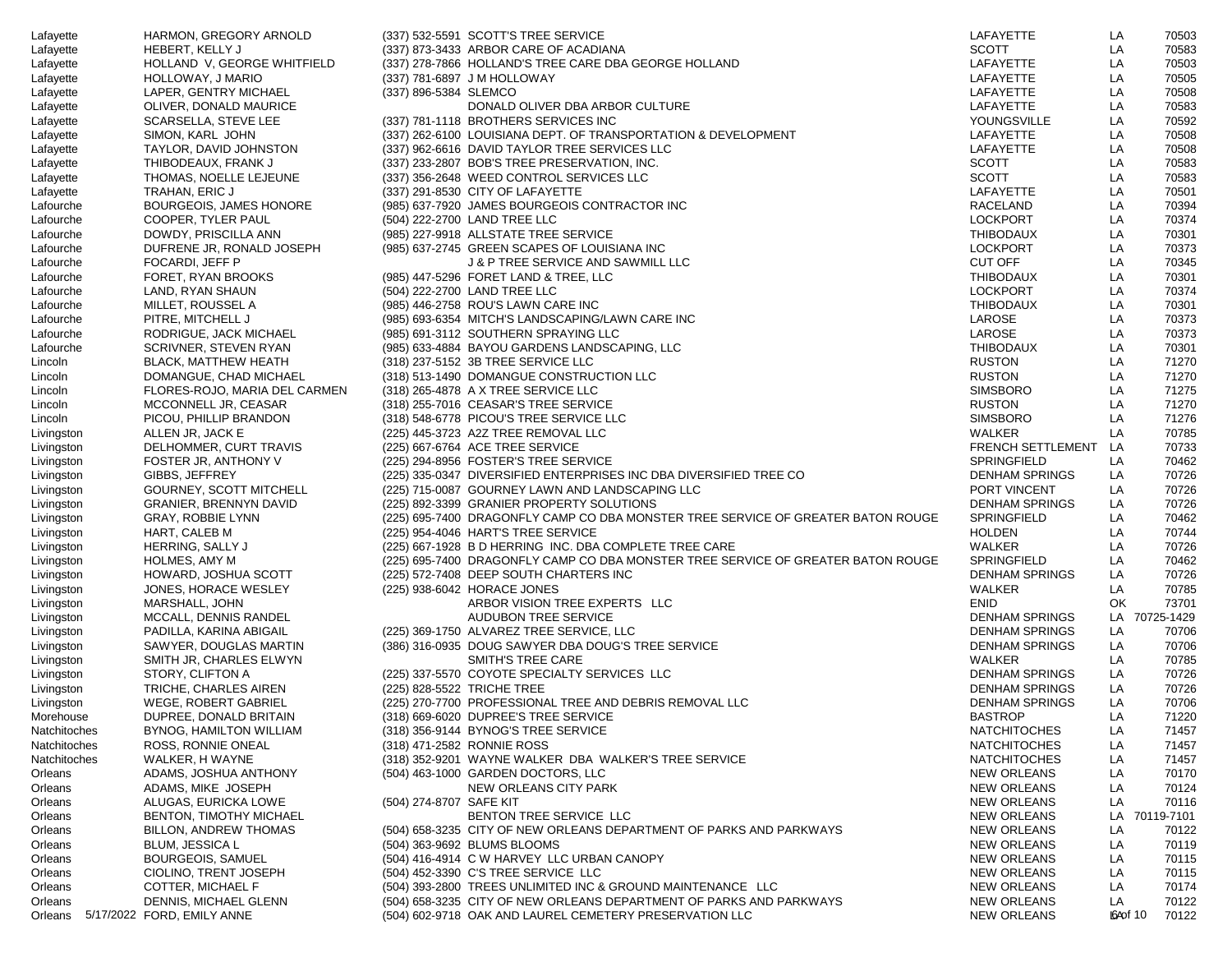| | | | | | | |
|---|---|---|---|---|---|---|
| Lafayette | HARMON, GREGORY ARNOLD | (337) 532-5591 | SCOTT'S TREE SERVICE | LAFAYETTE | LA | 70503 |
| Lafayette | HEBERT, KELLY J | (337) 873-3433 | ARBOR CARE OF ACADIANA | SCOTT | LA | 70583 |
| Lafayette | HOLLAND V, GEORGE WHITFIELD | (337) 278-7866 | HOLLAND'S TREE CARE DBA GEORGE HOLLAND | LAFAYETTE | LA | 70503 |
| Lafayette | HOLLOWAY, J MARIO | (337) 781-6897 | J M HOLLOWAY | LAFAYETTE | LA | 70505 |
| Lafayette | LAPER, GENTRY MICHAEL | (337) 896-5384 | SLEMCO | LAFAYETTE | LA | 70508 |
| Lafayette | OLIVER, DONALD MAURICE | | DONALD OLIVER DBA ARBOR CULTURE | LAFAYETTE | LA | 70583 |
| Lafayette | SCARSELLA, STEVE LEE | (337) 781-1118 | BROTHERS SERVICES INC | YOUNGSVILLE | LA | 70592 |
| Lafayette | SIMON, KARL JOHN | (337) 262-6100 | LOUISIANA DEPT. OF TRANSPORTATION & DEVELOPMENT | LAFAYETTE | LA | 70508 |
| Lafayette | TAYLOR, DAVID JOHNSTON | (337) 962-6616 | DAVID TAYLOR TREE SERVICES LLC | LAFAYETTE | LA | 70508 |
| Lafayette | THIBODEAUX, FRANK J | (337) 233-2807 | BOB'S TREE PRESERVATION, INC. | SCOTT | LA | 70583 |
| Lafayette | THOMAS, NOELLE LEJEUNE | (337) 356-2648 | WEED CONTROL SERVICES LLC | SCOTT | LA | 70583 |
| Lafayette | TRAHAN, ERIC J | (337) 291-8530 | CITY OF LAFAYETTE | LAFAYETTE | LA | 70501 |
| Lafourche | BOURGEOIS, JAMES HONORE | (985) 637-7920 | JAMES BOURGEOIS CONTRACTOR INC | RACELAND | LA | 70394 |
| Lafourche | COOPER, TYLER PAUL | (504) 222-2700 | LAND TREE LLC | LOCKPORT | LA | 70374 |
| Lafourche | DOWDY, PRISCILLA ANN | (985) 227-9918 | ALLSTATE TREE SERVICE | THIBODAUX | LA | 70301 |
| Lafourche | DUFRENE JR, RONALD JOSEPH | (985) 637-2745 | GREEN SCAPES OF LOUISIANA INC | LOCKPORT | LA | 70373 |
| Lafourche | FOCARDI, JEFF P | | J & P TREE SERVICE AND SAWMILL LLC | CUT OFF | LA | 70345 |
| Lafourche | FORET, RYAN BROOKS | (985) 447-5296 | FORET LAND & TREE, LLC | THIBODAUX | LA | 70301 |
| Lafourche | LAND, RYAN SHAUN | (504) 222-2700 | LAND TREE LLC | LOCKPORT | LA | 70374 |
| Lafourche | MILLET, ROUSSEL A | (985) 446-2758 | ROU'S LAWN CARE INC | THIBODAUX | LA | 70301 |
| Lafourche | PITRE, MITCHELL J | (985) 693-6354 | MITCH'S LANDSCAPING/LAWN CARE INC | LAROSE | LA | 70373 |
| Lafourche | RODRIGUE, JACK MICHAEL | (985) 691-3112 | SOUTHERN SPRAYING LLC | LAROSE | LA | 70373 |
| Lafourche | SCRIVNER, STEVEN RYAN | (985) 633-4884 | BAYOU GARDENS LANDSCAPING, LLC | THIBODAUX | LA | 70301 |
| Lincoln | BLACK, MATTHEW HEATH | (318) 237-5152 | 3B TREE SERVICE LLC | RUSTON | LA | 71270 |
| Lincoln | DOMANGUE, CHAD MICHAEL | (318) 513-1490 | DOMANGUE CONSTRUCTION LLC | RUSTON | LA | 71270 |
| Lincoln | FLORES-ROJO, MARIA DEL CARMEN | (318) 265-4878 | A X TREE SERVICE LLC | SIMSBORO | LA | 71275 |
| Lincoln | MCCONNELL JR, CEASAR | (318) 255-7016 | CEASAR'S TREE SERVICE | RUSTON | LA | 71270 |
| Lincoln | PICOU, PHILLIP BRANDON | (318) 548-6778 | PICOU'S TREE SERVICE LLC | SIMSBORO | LA | 71276 |
| Livingston | ALLEN JR, JACK E | (225) 445-3723 | A2Z TREE REMOVAL LLC | WALKER | LA | 70785 |
| Livingston | DELHOMMER, CURT TRAVIS | (225) 667-6764 | ACE TREE SERVICE | FRENCH SETTLEMENT | LA | 70733 |
| Livingston | FOSTER JR, ANTHONY V | (225) 294-8956 | FOSTER'S TREE SERVICE | SPRINGFIELD | LA | 70462 |
| Livingston | GIBBS, JEFFREY | (225) 335-0347 | DIVERSIFIED ENTERPRISES INC DBA DIVERSIFIED TREE CO | DENHAM SPRINGS | LA | 70726 |
| Livingston | GOURNEY, SCOTT MITCHELL | (225) 715-0087 | GOURNEY LAWN AND LANDSCAPING LLC | PORT VINCENT | LA | 70726 |
| Livingston | GRANIER, BRENNYN DAVID | (225) 892-3399 | GRANIER PROPERTY SOLUTIONS | DENHAM SPRINGS | LA | 70726 |
| Livingston | GRAY, ROBBIE LYNN | (225) 695-7400 | DRAGONFLY CAMP CO DBA MONSTER TREE SERVICE OF GREATER BATON ROUGE | SPRINGFIELD | LA | 70462 |
| Livingston | HART, CALEB M | (225) 954-4046 | HART'S TREE SERVICE | HOLDEN | LA | 70744 |
| Livingston | HERRING, SALLY J | (225) 667-1928 | B D HERRING INC. DBA COMPLETE TREE CARE | WALKER | LA | 70726 |
| Livingston | HOLMES, AMY M | (225) 695-7400 | DRAGONFLY CAMP CO DBA MONSTER TREE SERVICE OF GREATER BATON ROUGE | SPRINGFIELD | LA | 70462 |
| Livingston | HOWARD, JOSHUA SCOTT | (225) 572-7408 | DEEP SOUTH CHARTERS INC | DENHAM SPRINGS | LA | 70726 |
| Livingston | JONES, HORACE WESLEY | (225) 938-6042 | HORACE JONES | WALKER | LA | 70785 |
| Livingston | MARSHALL, JOHN | | ARBOR VISION TREE EXPERTS LLC | ENID | OK | 73701 |
| Livingston | MCCALL, DENNIS RANDEL | | AUDUBON TREE SERVICE | DENHAM SPRINGS | LA | 70725-1429 |
| Livingston | PADILLA, KARINA ABIGAIL | (225) 369-1750 | ALVAREZ TREE SERVICE, LLC | DENHAM SPRINGS | LA | 70706 |
| Livingston | SAWYER, DOUGLAS MARTIN | (386) 316-0935 | DOUG SAWYER DBA DOUG'S TREE SERVICE | DENHAM SPRINGS | LA | 70706 |
| Livingston | SMITH JR, CHARLES ELWYN | | SMITH'S TREE CARE | WALKER | LA | 70785 |
| Livingston | STORY, CLIFTON A | (225) 337-5570 | COYOTE SPECIALTY SERVICES LLC | DENHAM SPRINGS | LA | 70726 |
| Livingston | TRICHE, CHARLES AIREN | (225) 828-5522 | TRICHE TREE | DENHAM SPRINGS | LA | 70726 |
| Livingston | WEGE, ROBERT GABRIEL | (225) 270-7700 | PROFESSIONAL TREE AND DEBRIS REMOVAL LLC | DENHAM SPRINGS | LA | 70706 |
| Morehouse | DUPREE, DONALD BRITAIN | (318) 669-6020 | DUPREE'S TREE SERVICE | BASTROP | LA | 71220 |
| Natchitoches | BYNOG, HAMILTON WILLIAM | (318) 356-9144 | BYNOG'S TREE SERVICE | NATCHITOCHES | LA | 71457 |
| Natchitoches | ROSS, RONNIE ONEAL | (318) 471-2582 | RONNIE ROSS | NATCHITOCHES | LA | 71457 |
| Natchitoches | WALKER, H WAYNE | (318) 352-9201 | WAYNE WALKER DBA WALKER'S TREE SERVICE | NATCHITOCHES | LA | 71457 |
| Orleans | ADAMS, JOSHUA ANTHONY | (504) 463-1000 | GARDEN DOCTORS, LLC | NEW ORLEANS | LA | 70170 |
| Orleans | ADAMS, MIKE JOSEPH | | NEW ORLEANS CITY PARK | NEW ORLEANS | LA | 70124 |
| Orleans | ALUGAS, EURICKA LOWE | (504) 274-8707 | SAFE KIT | NEW ORLEANS | LA | 70116 |
| Orleans | BENTON, TIMOTHY MICHAEL | | BENTON TREE SERVICE LLC | NEW ORLEANS | LA | 70119-7101 |
| Orleans | BILLON, ANDREW THOMAS | (504) 658-3235 | CITY OF NEW ORLEANS DEPARTMENT OF PARKS AND PARKWAYS | NEW ORLEANS | LA | 70122 |
| Orleans | BLUM, JESSICA L | (504) 363-9692 | BLUMS BLOOMS | NEW ORLEANS | LA | 70119 |
| Orleans | BOURGEOIS, SAMUEL | (504) 416-4914 | C W HARVEY LLC URBAN CANOPY | NEW ORLEANS | LA | 70115 |
| Orleans | CIOLINO, TRENT JOSEPH | (504) 452-3390 | C'S TREE SERVICE LLC | NEW ORLEANS | LA | 70115 |
| Orleans | COTTER, MICHAEL F | (504) 393-2800 | TREES UNLIMITED INC & GROUND MAINTENANCE LLC | NEW ORLEANS | LA | 70174 |
| Orleans | DENNIS, MICHAEL GLENN | (504) 658-3235 | CITY OF NEW ORLEANS DEPARTMENT OF PARKS AND PARKWAYS | NEW ORLEANS | LA | 70122 |
| Orleans | FORD, EMILY ANNE | (504) 602-9718 | OAK AND LAUREL CEMETERY PRESERVATION LLC | NEW ORLEANS | LA | 70122 |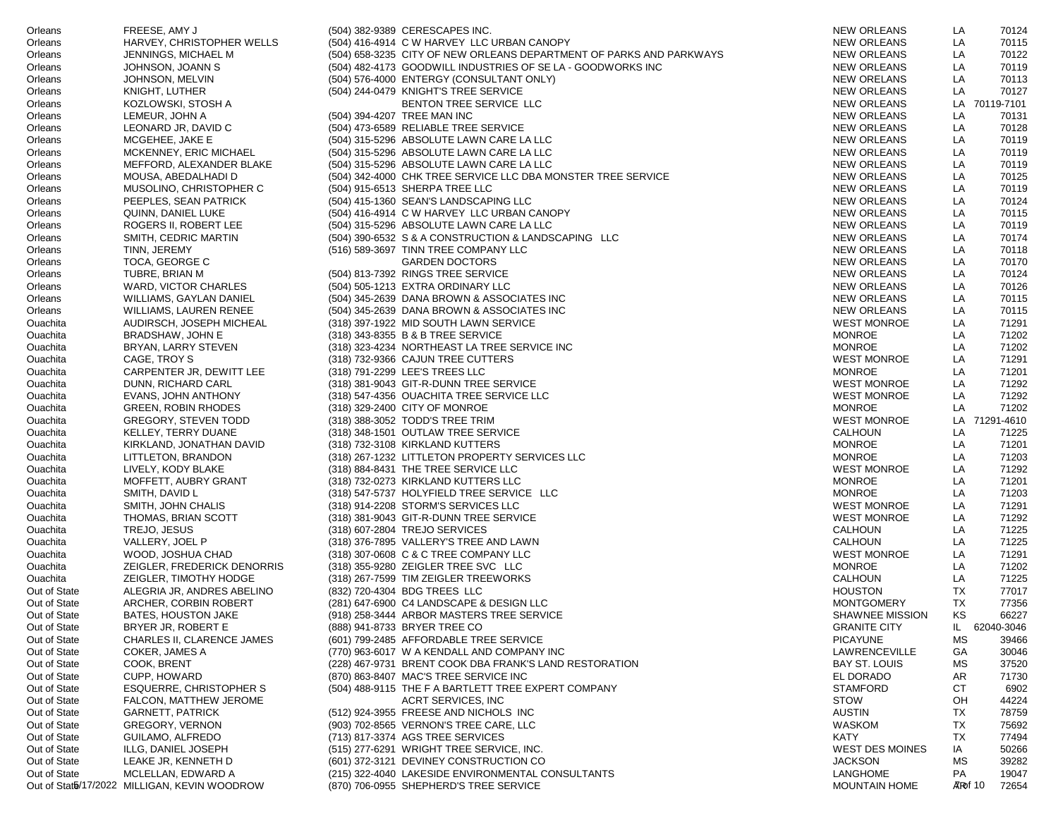| | | | | | | |
|---|---|---|---|---|---|---|
| Orleans | FREESE, AMY J | (504) 382-9389 | CERESCAPES INC. | NEW ORLEANS | LA | 70124 |
| Orleans | HARVEY, CHRISTOPHER WELLS | (504) 416-4914 | C W HARVEY LLC URBAN CANOPY | NEW ORLEANS | LA | 70115 |
| Orleans | JENNINGS, MICHAEL M | (504) 658-3235 | CITY OF NEW ORLEANS DEPARTMENT OF PARKS AND PARKWAYS | NEW ORLEANS | LA | 70122 |
| Orleans | JOHNSON, JOANN S | (504) 482-4173 | GOODWILL INDUSTRIES OF SE LA - GOODWORKS INC | NEW ORLEANS | LA | 70119 |
| Orleans | JOHNSON, MELVIN | (504) 576-4000 | ENTERGY (CONSULTANT ONLY) | NEW ORELANS | LA | 70113 |
| Orleans | KNIGHT, LUTHER | (504) 244-0479 | KNIGHT'S TREE SERVICE | NEW ORLEANS | LA | 70127 |
| Orleans | KOZLOWSKI, STOSH A | | BENTON TREE SERVICE LLC | NEW ORLEANS | LA | 70119-7101 |
| Orleans | LEMEUR, JOHN A | (504) 394-4207 | TREE MAN INC | NEW ORLEANS | LA | 70131 |
| Orleans | LEONARD JR, DAVID C | (504) 473-6589 | RELIABLE TREE SERVICE | NEW ORLEANS | LA | 70128 |
| Orleans | MCGEHEE, JAKE E | (504) 315-5296 | ABSOLUTE LAWN CARE LA LLC | NEW ORLEANS | LA | 70119 |
| Orleans | MCKENNEY, ERIC MICHAEL | (504) 315-5296 | ABSOLUTE LAWN CARE LA LLC | NEW ORLEANS | LA | 70119 |
| Orleans | MEFFORD, ALEXANDER BLAKE | (504) 315-5296 | ABSOLUTE LAWN CARE LA LLC | NEW ORLEANS | LA | 70119 |
| Orleans | MOUSA, ABEDALHADI D | (504) 342-4000 | CHK TREE SERVICE LLC DBA MONSTER TREE SERVICE | NEW ORLEANS | LA | 70125 |
| Orleans | MUSOLINO, CHRISTOPHER C | (504) 915-6513 | SHERPA TREE LLC | NEW ORLEANS | LA | 70119 |
| Orleans | PEEPLES, SEAN PATRICK | (504) 415-1360 | SEAN'S LANDSCAPING LLC | NEW ORLEANS | LA | 70124 |
| Orleans | QUINN, DANIEL LUKE | (504) 416-4914 | C W HARVEY LLC URBAN CANOPY | NEW ORLEANS | LA | 70115 |
| Orleans | ROGERS II, ROBERT LEE | (504) 315-5296 | ABSOLUTE LAWN CARE LA LLC | NEW ORLEANS | LA | 70119 |
| Orleans | SMITH, CEDRIC MARTIN | (504) 390-6532 | S & A CONSTRUCTION & LANDSCAPING LLC | NEW ORLEANS | LA | 70174 |
| Orleans | TINN, JEREMY | (516) 589-3697 | TINN TREE COMPANY LLC | NEW ORLEANS | LA | 70118 |
| Orleans | TOCA, GEORGE C | | GARDEN DOCTORS | NEW ORLEANS | LA | 70170 |
| Orleans | TUBRE, BRIAN M | (504) 813-7392 | RINGS TREE SERVICE | NEW ORLEANS | LA | 70124 |
| Orleans | WARD, VICTOR CHARLES | (504) 505-1213 | EXTRA ORDINARY LLC | NEW ORLEANS | LA | 70126 |
| Orleans | WILLIAMS, GAYLAN DANIEL | (504) 345-2639 | DANA BROWN & ASSOCIATES INC | NEW ORLEANS | LA | 70115 |
| Orleans | WILLIAMS, LAUREN RENEE | (504) 345-2639 | DANA BROWN & ASSOCIATES INC | NEW ORLEANS | LA | 70115 |
| Ouachita | AUDIRSCH, JOSEPH MICHEAL | (318) 397-1922 | MID SOUTH LAWN SERVICE | WEST MONROE | LA | 71291 |
| Ouachita | BRADSHAW, JOHN E | (318) 343-8355 | B & B TREE SERVICE | MONROE | LA | 71202 |
| Ouachita | BRYAN, LARRY STEVEN | (318) 323-4234 | NORTHEAST LA TREE SERVICE INC | MONROE | LA | 71202 |
| Ouachita | CAGE, TROY S | (318) 732-9366 | CAJUN TREE CUTTERS | WEST MONROE | LA | 71291 |
| Ouachita | CARPENTER JR, DEWITT LEE | (318) 791-2299 | LEE'S TREES LLC | MONROE | LA | 71201 |
| Ouachita | DUNN, RICHARD CARL | (318) 381-9043 | GIT-R-DUNN TREE SERVICE | WEST MONROE | LA | 71292 |
| Ouachita | EVANS, JOHN ANTHONY | (318) 547-4356 | OUACHITA TREE SERVICE LLC | WEST MONROE | LA | 71292 |
| Ouachita | GREEN, ROBIN RHODES | (318) 329-2400 | CITY OF MONROE | MONROE | LA | 71202 |
| Ouachita | GREGORY, STEVEN TODD | (318) 388-3052 | TODD'S TREE TRIM | WEST MONROE | LA | 71291-4610 |
| Ouachita | KELLEY, TERRY DUANE | (318) 348-1501 | OUTLAW TREE SERVICE | CALHOUN | LA | 71225 |
| Ouachita | KIRKLAND, JONATHAN DAVID | (318) 732-3108 | KIRKLAND KUTTERS | MONROE | LA | 71201 |
| Ouachita | LITTLETON, BRANDON | (318) 267-1232 | LITTLETON PROPERTY SERVICES LLC | MONROE | LA | 71203 |
| Ouachita | LIVELY, KODY BLAKE | (318) 884-8431 | THE TREE SERVICE LLC | WEST MONROE | LA | 71292 |
| Ouachita | MOFFETT, AUBRY GRANT | (318) 732-0273 | KIRKLAND KUTTERS LLC | MONROE | LA | 71201 |
| Ouachita | SMITH, DAVID L | (318) 547-5737 | HOLYFIELD TREE SERVICE LLC | MONROE | LA | 71203 |
| Ouachita | SMITH, JOHN CHALIS | (318) 914-2208 | STORM'S SERVICES LLC | WEST MONROE | LA | 71291 |
| Ouachita | THOMAS, BRIAN SCOTT | (318) 381-9043 | GIT-R-DUNN TREE SERVICE | WEST MONROE | LA | 71292 |
| Ouachita | TREJO, JESUS | (318) 607-2804 | TREJO SERVICES | CALHOUN | LA | 71225 |
| Ouachita | VALLERY, JOEL P | (318) 376-7895 | VALLERY'S TREE AND LAWN | CALHOUN | LA | 71225 |
| Ouachita | WOOD, JOSHUA CHAD | (318) 307-0608 | C & C TREE COMPANY LLC | WEST MONROE | LA | 71291 |
| Ouachita | ZEIGLER, FREDERICK DENORRIS | (318) 355-9280 | ZEIGLER TREE SVC LLC | MONROE | LA | 71202 |
| Ouachita | ZEIGLER, TIMOTHY HODGE | (318) 267-7599 | TIM ZEIGLER TREEWORKS | CALHOUN | LA | 71225 |
| Out of State | ALEGRIA JR, ANDRES ABELINO | (832) 720-4304 | BDG TREES LLC | HOUSTON | TX | 77017 |
| Out of State | ARCHER, CORBIN ROBERT | (281) 647-6900 | C4 LANDSCAPE & DESIGN LLC | MONTGOMERY | TX | 77356 |
| Out of State | BATES, HOUSTON JAKE | (918) 258-3444 | ARBOR MASTERS TREE SERVICE | SHAWNEE MISSION | KS | 66227 |
| Out of State | BRYER JR, ROBERT E | (888) 941-8733 | BRYER TREE CO | GRANITE CITY | IL | 62040-3046 |
| Out of State | CHARLES II, CLARENCE JAMES | (601) 799-2485 | AFFORDABLE TREE SERVICE | PICAYUNE | MS | 39466 |
| Out of State | COKER, JAMES A | (770) 963-6017 | W A KENDALL AND COMPANY INC | LAWRENCEVILLE | GA | 30046 |
| Out of State | COOK, BRENT | (228) 467-9731 | BRENT COOK DBA FRANK'S LAND RESTORATION | BAY ST. LOUIS | MS | 37520 |
| Out of State | CUPP, HOWARD | (870) 863-8407 | MAC'S TREE SERVICE INC | EL DORADO | AR | 71730 |
| Out of State | ESQUERRE, CHRISTOPHER S | (504) 488-9115 | THE F A BARTLETT TREE EXPERT COMPANY | STAMFORD | CT | 6902 |
| Out of State | FALCON, MATTHEW JEROME | | ACRT SERVICES, INC | STOW | OH | 44224 |
| Out of State | GARNETT, PATRICK | (512) 924-3955 | FREESE AND NICHOLS INC | AUSTIN | TX | 78759 |
| Out of State | GREGORY, VERNON | (903) 702-8565 | VERNON'S TREE CARE, LLC | WASKOM | TX | 75692 |
| Out of State | GUILAMO, ALFREDO | (713) 817-3374 | AGS TREE SERVICES | KATY | TX | 77494 |
| Out of State | ILLG, DANIEL JOSEPH | (515) 277-6291 | WRIGHT TREE SERVICE, INC. | WEST DES MOINES | IA | 50266 |
| Out of State | LEAKE JR, KENNETH D | (601) 372-3121 | DEVINEY CONSTRUCTION CO | JACKSON | MS | 39282 |
| Out of State | MCLELLAN, EDWARD A | (215) 322-4040 | LAKESIDE ENVIRONMENTAL CONSULTANTS | LANGHOME | PA | 19047 |
| Out of State | MILLIGAN, KEVIN WOODROW | (870) 706-0955 | SHEPHERD'S TREE SERVICE | MOUNTAIN HOME | AR | 72654 |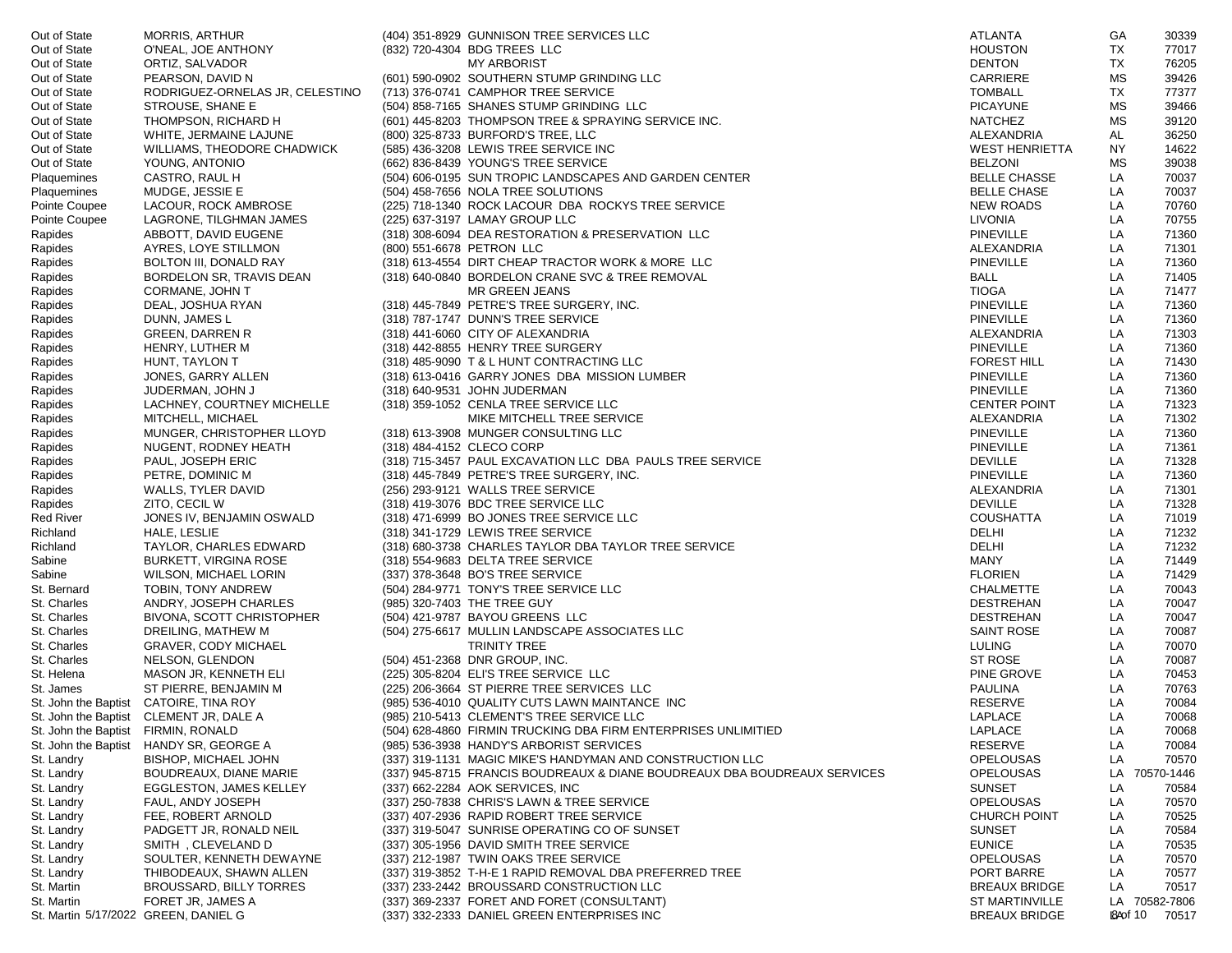| | | | | | | |
|---|---|---|---|---|---|---|
| Out of State | MORRIS, ARTHUR | (404) 351-8929 | GUNNISON TREE SERVICES LLC | ATLANTA | GA | 30339 |
| Out of State | O'NEAL, JOE ANTHONY | (832) 720-4304 | BDG TREES LLC | HOUSTON | TX | 77017 |
| Out of State | ORTIZ, SALVADOR | | MY ARBORIST | DENTON | TX | 76205 |
| Out of State | PEARSON, DAVID N | (601) 590-0902 | SOUTHERN STUMP GRINDING LLC | CARRIERE | MS | 39426 |
| Out of State | RODRIGUEZ-ORNELAS JR, CELESTINO | (713) 376-0741 | CAMPHOR TREE SERVICE | TOMBALL | TX | 77377 |
| Out of State | STROUSE, SHANE E | (504) 858-7165 | SHANES STUMP GRINDING LLC | PICAYUNE | MS | 39466 |
| Out of State | THOMPSON, RICHARD H | (601) 445-8203 | THOMPSON TREE & SPRAYING SERVICE INC. | NATCHEZ | MS | 39120 |
| Out of State | WHITE, JERMAINE LAJUNE | (800) 325-8733 | BURFORD'S TREE, LLC | ALEXANDRIA | AL | 36250 |
| Out of State | WILLIAMS, THEODORE CHADWICK | (585) 436-3208 | LEWIS TREE SERVICE INC | WEST HENRIETTA | NY | 14622 |
| Out of State | YOUNG, ANTONIO | (662) 836-8439 | YOUNG'S TREE SERVICE | BELZONI | MS | 39038 |
| Plaquemines | CASTRO, RAUL H | (504) 606-0195 | SUN TROPIC LANDSCAPES AND GARDEN CENTER | BELLE CHASSE | LA | 70037 |
| Plaquemines | MUDGE, JESSIE E | (504) 458-7656 | NOLA TREE SOLUTIONS | BELLE CHASE | LA | 70037 |
| Pointe Coupee | LACOUR, ROCK AMBROSE | (225) 718-1340 | ROCK LACOUR DBA ROCKYS TREE SERVICE | NEW ROADS | LA | 70760 |
| Pointe Coupee | LAGRONE, TILGHMAN JAMES | (225) 637-3197 | LAMAY GROUP LLC | LIVONIA | LA | 70755 |
| Rapides | ABBOTT, DAVID EUGENE | (318) 308-6094 | DEA RESTORATION & PRESERVATION LLC | PINEVILLE | LA | 71360 |
| Rapides | AYRES, LOYE STILLMON | (800) 551-6678 | PETRON LLC | ALEXANDRIA | LA | 71301 |
| Rapides | BOLTON III, DONALD RAY | (318) 613-4554 | DIRT CHEAP TRACTOR WORK & MORE LLC | PINEVILLE | LA | 71360 |
| Rapides | BORDELON SR, TRAVIS DEAN | (318) 640-0840 | BORDELON CRANE SVC & TREE REMOVAL | BALL | LA | 71405 |
| Rapides | CORMANE, JOHN T | | MR GREEN JEANS | TIOGA | LA | 71477 |
| Rapides | DEAL, JOSHUA RYAN | (318) 445-7849 | PETRE'S TREE SURGERY, INC. | PINEVILLE | LA | 71360 |
| Rapides | DUNN, JAMES L | (318) 787-1747 | DUNN'S TREE SERVICE | PINEVILLE | LA | 71360 |
| Rapides | GREEN, DARREN R | (318) 441-6060 | CITY OF ALEXANDRIA | ALEXANDRIA | LA | 71303 |
| Rapides | HENRY, LUTHER M | (318) 442-8855 | HENRY TREE SURGERY | PINEVILLE | LA | 71360 |
| Rapides | HUNT, TAYLON T | (318) 485-9090 | T & L HUNT CONTRACTING LLC | FOREST HILL | LA | 71430 |
| Rapides | JONES, GARRY ALLEN | (318) 613-0416 | GARRY JONES DBA MISSION LUMBER | PINEVILLE | LA | 71360 |
| Rapides | JUDERMAN, JOHN J | (318) 640-9531 | JOHN JUDERMAN | PINEVILLE | LA | 71360 |
| Rapides | LACHNEY, COURTNEY MICHELLE | (318) 359-1052 | CENLA TREE SERVICE LLC | CENTER POINT | LA | 71323 |
| Rapides | MITCHELL, MICHAEL | | MIKE MITCHELL TREE SERVICE | ALEXANDRIA | LA | 71302 |
| Rapides | MUNGER, CHRISTOPHER LLOYD | (318) 613-3908 | MUNGER CONSULTING LLC | PINEVILLE | LA | 71360 |
| Rapides | NUGENT, RODNEY HEATH | (318) 484-4152 | CLECO CORP | PINEVILLE | LA | 71361 |
| Rapides | PAUL, JOSEPH ERIC | (318) 715-3457 | PAUL EXCAVATION LLC DBA PAULS TREE SERVICE | DEVILLE | LA | 71328 |
| Rapides | PETRE, DOMINIC M | (318) 445-7849 | PETRE'S TREE SURGERY, INC. | PINEVILLE | LA | 71360 |
| Rapides | WALLS, TYLER DAVID | (256) 293-9121 | WALLS TREE SERVICE | ALEXANDRIA | LA | 71301 |
| Rapides | ZITO, CECIL W | (318) 419-3076 | BDC TREE SERVICE LLC | DEVILLE | LA | 71328 |
| Red River | JONES IV, BENJAMIN OSWALD | (318) 471-6999 | BO JONES TREE SERVICE LLC | COUSHATTA | LA | 71019 |
| Richland | HALE, LESLIE | (318) 341-1729 | LEWIS TREE SERVICE | DELHI | LA | 71232 |
| Richland | TAYLOR, CHARLES EDWARD | (318) 680-3738 | CHARLES TAYLOR DBA TAYLOR TREE SERVICE | DELHI | LA | 71232 |
| Sabine | BURKETT, VIRGINA ROSE | (318) 554-9683 | DELTA TREE SERVICE | MANY | LA | 71449 |
| Sabine | WILSON, MICHAEL LORIN | (337) 378-3648 | BO'S TREE SERVICE | FLORIEN | LA | 71429 |
| St. Bernard | TOBIN, TONY ANDREW | (504) 284-9771 | TONY'S TREE SERVICE LLC | CHALMETTE | LA | 70043 |
| St. Charles | ANDRY, JOSEPH CHARLES | (985) 320-7403 | THE TREE GUY | DESTREHAN | LA | 70047 |
| St. Charles | BIVONA, SCOTT CHRISTOPHER | (504) 421-9787 | BAYOU GREENS LLC | DESTREHAN | LA | 70047 |
| St. Charles | DREILING, MATHEW M | (504) 275-6617 | MULLIN LANDSCAPE ASSOCIATES LLC | SAINT ROSE | LA | 70087 |
| St. Charles | GRAVER, CODY MICHAEL | | TRINITY TREE | LULING | LA | 70070 |
| St. Charles | NELSON, GLENDON | (504) 451-2368 | DNR GROUP, INC. | ST ROSE | LA | 70087 |
| St. Helena | MASON JR, KENNETH ELI | (225) 305-8204 | ELI'S TREE SERVICE LLC | PINE GROVE | LA | 70453 |
| St. James | ST PIERRE, BENJAMIN M | (225) 206-3664 | ST PIERRE TREE SERVICES LLC | PAULINA | LA | 70763 |
| St. John the Baptist | CATOIRE, TINA ROY | (985) 536-4010 | QUALITY CUTS LAWN MAINTANCE INC | RESERVE | LA | 70084 |
| St. John the Baptist | CLEMENT JR, DALE A | (985) 210-5413 | CLEMENT'S TREE SERVICE LLC | LAPLACE | LA | 70068 |
| St. John the Baptist | FIRMIN, RONALD | (504) 628-4860 | FIRMIN TRUCKING DBA FIRM ENTERPRISES UNLIMITIED | LAPLACE | LA | 70068 |
| St. John the Baptist | HANDY SR, GEORGE A | (985) 536-3938 | HANDY'S ARBORIST SERVICES | RESERVE | LA | 70084 |
| St. Landry | BISHOP, MICHAEL JOHN | (337) 319-1131 | MAGIC MIKE'S HANDYMAN AND CONSTRUCTION LLC | OPELOUSAS | LA | 70570 |
| St. Landry | BOUDREAUX, DIANE MARIE | (337) 945-8715 | FRANCIS BOUDREAUX & DIANE BOUDREAUX DBA BOUDREAUX SERVICES | OPELOUSAS | LA | 70570-1446 |
| St. Landry | EGGLESTON, JAMES KELLEY | (337) 662-2284 | AOK SERVICES, INC | SUNSET | LA | 70584 |
| St. Landry | FAUL, ANDY JOSEPH | (337) 250-7838 | CHRIS'S LAWN & TREE SERVICE | OPELOUSAS | LA | 70570 |
| St. Landry | FEE, ROBERT ARNOLD | (337) 407-2936 | RAPID ROBERT TREE SERVICE | CHURCH POINT | LA | 70525 |
| St. Landry | PADGETT JR, RONALD NEIL | (337) 319-5047 | SUNRISE OPERATING CO OF SUNSET | SUNSET | LA | 70584 |
| St. Landry | SMITH , CLEVELAND D | (337) 305-1956 | DAVID SMITH TREE SERVICE | EUNICE | LA | 70535 |
| St. Landry | SOULTER, KENNETH DEWAYNE | (337) 212-1987 | TWIN OAKS TREE SERVICE | OPELOUSAS | LA | 70570 |
| St. Landry | THIBODEAUX, SHAWN ALLEN | (337) 319-3852 | T-H-E 1 RAPID REMOVAL DBA PREFERRED TREE | PORT BARRE | LA | 70577 |
| St. Martin | BROUSSARD, BILLY TORRES | (337) 233-2442 | BROUSSARD CONSTRUCTION LLC | BREAUX BRIDGE | LA | 70517 |
| St. Martin | FORET JR, JAMES A | (337) 369-2337 | FORET AND FORET (CONSULTANT) | ST MARTINVILLE | LA | 70582-7806 |
| St. Martin | GREEN, DANIEL G | (337) 332-2333 | DANIEL GREEN ENTERPRISES INC | BREAUX BRIDGE | LA | 70517 |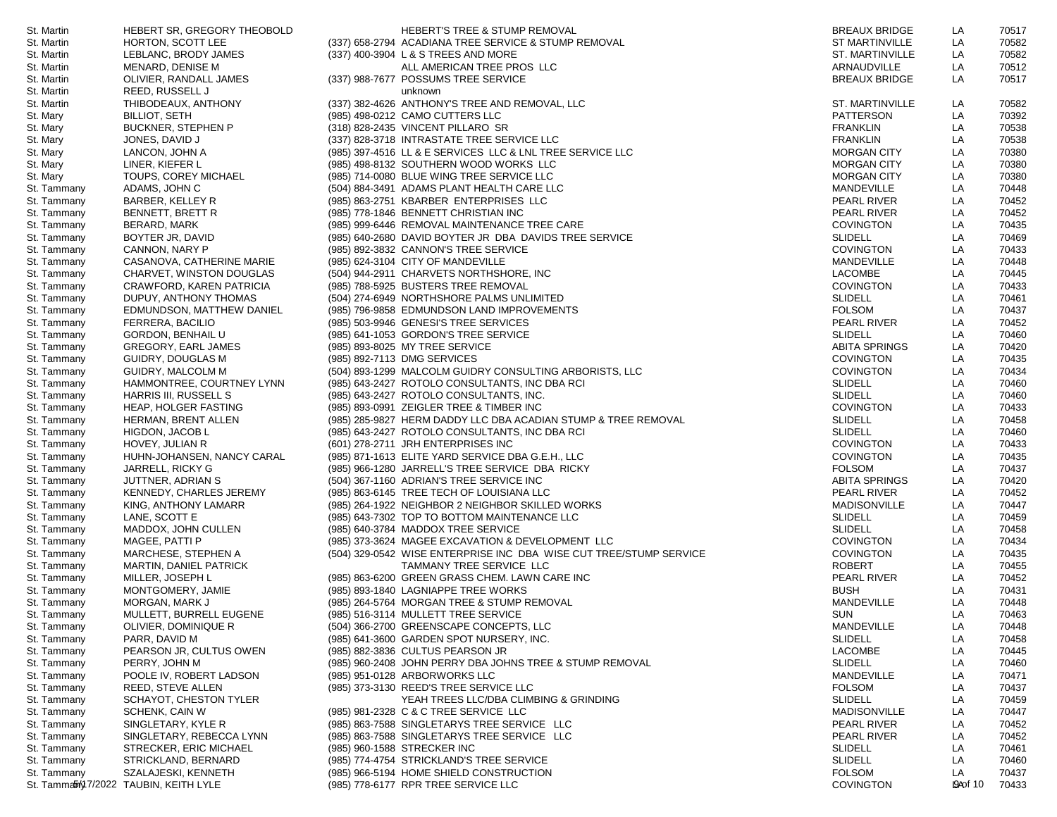| | | | | | | |
|---|---|---|---|---|---|---|
| St. Martin | HEBERT SR, GREGORY THEOBOLD | | HEBERT'S TREE & STUMP REMOVAL | BREAUX BRIDGE | LA | 70517 |
| St. Martin | HORTON, SCOTT LEE | (337) 658-2794 | ACADIANA TREE SERVICE & STUMP REMOVAL | ST MARTINVILLE | LA | 70582 |
| St. Martin | LEBLANC, BRODY JAMES | (337) 400-3904 | L & S TREES AND MORE | ST. MARTINVILLE | LA | 70582 |
| St. Martin | MENARD, DENISE M | | ALL AMERICAN TREE PROS LLC | ARNAUDVILLE | LA | 70512 |
| St. Martin | OLIVIER, RANDALL JAMES | (337) 988-7677 | POSSUMS TREE SERVICE | BREAUX BRIDGE | LA | 70517 |
| St. Martin | REED, RUSSELL J | | unknown | | | |
| St. Martin | THIBODEAUX, ANTHONY | (337) 382-4626 | ANTHONY'S TREE AND REMOVAL, LLC | ST. MARTINVILLE | LA | 70582 |
| St. Mary | BILLIOT, SETH | (985) 498-0212 | CAMO CUTTERS LLC | PATTERSON | LA | 70392 |
| St. Mary | BUCKNER, STEPHEN P | (318) 828-2435 | VINCENT PILLARO SR | FRANKLIN | LA | 70538 |
| St. Mary | JONES, DAVID J | (337) 828-3718 | INTRASTATE TREE SERVICE LLC | FRANKLIN | LA | 70538 |
| St. Mary | LANCON, JOHN A | (985) 397-4516 | LL & E SERVICES LLC & LNL TREE SERVICE LLC | MORGAN CITY | LA | 70380 |
| St. Mary | LINER, KIEFER L | (985) 498-8132 | SOUTHERN WOOD WORKS LLC | MORGAN CITY | LA | 70380 |
| St. Mary | TOUPS, COREY MICHAEL | (985) 714-0080 | BLUE WING TREE SERVICE LLC | MORGAN CITY | LA | 70380 |
| St. Tammany | ADAMS, JOHN C | (504) 884-3491 | ADAMS PLANT HEALTH CARE LLC | MANDEVILLE | LA | 70448 |
| St. Tammany | BARBER, KELLEY R | (985) 863-2751 | KBARBER ENTERPRISES LLC | PEARL RIVER | LA | 70452 |
| St. Tammany | BENNETT, BRETT R | (985) 778-1846 | BENNETT CHRISTIAN INC | PEARL RIVER | LA | 70452 |
| St. Tammany | BERARD, MARK | (985) 999-6446 | REMOVAL MAINTENANCE TREE CARE | COVINGTON | LA | 70435 |
| St. Tammany | BOYTER JR, DAVID | (985) 640-2680 | DAVID BOYTER JR DBA DAVIDS TREE SERVICE | SLIDELL | LA | 70469 |
| St. Tammany | CANNON, NARY P | (985) 892-3832 | CANNON'S TREE SERVICE | COVINGTON | LA | 70433 |
| St. Tammany | CASANOVA, CATHERINE MARIE | (985) 624-3104 | CITY OF MANDEVILLE | MANDEVILLE | LA | 70448 |
| St. Tammany | CHARVET, WINSTON DOUGLAS | (504) 944-2911 | CHARVETS NORTHSHORE, INC | LACOMBE | LA | 70445 |
| St. Tammany | CRAWFORD, KAREN PATRICIA | (985) 788-5925 | BUSTERS TREE REMOVAL | COVINGTON | LA | 70433 |
| St. Tammany | DUPUY, ANTHONY THOMAS | (504) 274-6949 | NORTHSHORE PALMS UNLIMITED | SLIDELL | LA | 70461 |
| St. Tammany | EDMUNDSON, MATTHEW DANIEL | (985) 796-9858 | EDMUNDSON LAND IMPROVEMENTS | FOLSOM | LA | 70437 |
| St. Tammany | FERRERA, BACILIO | (985) 503-9946 | GENESI'S TREE SERVICES | PEARL RIVER | LA | 70452 |
| St. Tammany | GORDON, BENHAIL U | (985) 641-1053 | GORDON'S TREE SERVICE | SLIDELL | LA | 70460 |
| St. Tammany | GREGORY, EARL JAMES | (985) 893-8025 | MY TREE SERVICE | ABITA SPRINGS | LA | 70420 |
| St. Tammany | GUIDRY, DOUGLAS M | (985) 892-7113 | DMG SERVICES | COVINGTON | LA | 70435 |
| St. Tammany | GUIDRY, MALCOLM M | (504) 893-1299 | MALCOLM GUIDRY CONSULTING ARBORISTS, LLC | COVINGTON | LA | 70434 |
| St. Tammany | HAMMONTREE, COURTNEY LYNN | (985) 643-2427 | ROTOLO CONSULTANTS, INC DBA RCI | SLIDELL | LA | 70460 |
| St. Tammany | HARRIS III, RUSSELL S | (985) 643-2427 | ROTOLO CONSULTANTS, INC. | SLIDELL | LA | 70460 |
| St. Tammany | HEAP, HOLGER FASTING | (985) 893-0991 | ZEIGLER TREE & TIMBER INC | COVINGTON | LA | 70433 |
| St. Tammany | HERMAN, BRENT ALLEN | (985) 285-9827 | HERM DADDY LLC DBA ACADIAN STUMP & TREE REMOVAL | SLIDELL | LA | 70458 |
| St. Tammany | HIGDON, JACOB L | (985) 643-2427 | ROTOLO CONSULTANTS, INC DBA RCI | SLIDELL | LA | 70460 |
| St. Tammany | HOVEY, JULIAN R | (601) 278-2711 | JRH ENTERPRISES INC | COVINGTON | LA | 70433 |
| St. Tammany | HUHN-JOHANSEN, NANCY CARAL | (985) 871-1613 | ELITE YARD SERVICE DBA G.E.H., LLC | COVINGTON | LA | 70435 |
| St. Tammany | JARRELL, RICKY G | (985) 966-1280 | JARRELL'S TREE SERVICE DBA RICKY | FOLSOM | LA | 70437 |
| St. Tammany | JUTTNER, ADRIAN S | (504) 367-1160 | ADRIAN'S TREE SERVICE INC | ABITA SPRINGS | LA | 70420 |
| St. Tammany | KENNEDY, CHARLES JEREMY | (985) 863-6145 | TREE TECH OF LOUISIANA LLC | PEARL RIVER | LA | 70452 |
| St. Tammany | KING, ANTHONY LAMARR | (985) 264-1922 | NEIGHBOR 2 NEIGHBOR SKILLED WORKS | MADISONVILLE | LA | 70447 |
| St. Tammany | LANE, SCOTT E | (985) 643-7302 | TOP TO BOTTOM MAINTENANCE LLC | SLIDELL | LA | 70459 |
| St. Tammany | MADDOX, JOHN CULLEN | (985) 640-3784 | MADDOX TREE SERVICE | SLIDELL | LA | 70458 |
| St. Tammany | MAGEE, PATTI P | (985) 373-3624 | MAGEE EXCAVATION & DEVELOPMENT LLC | COVINGTON | LA | 70434 |
| St. Tammany | MARCHESE, STEPHEN A | (504) 329-0542 | WISE ENTERPRISE INC DBA WISE CUT TREE/STUMP SERVICE | COVINGTON | LA | 70435 |
| St. Tammany | MARTIN, DANIEL PATRICK | | TAMMANY TREE SERVICE LLC | ROBERT | LA | 70455 |
| St. Tammany | MILLER, JOSEPH L | (985) 863-6200 | GREEN GRASS CHEM. LAWN CARE INC | PEARL RIVER | LA | 70452 |
| St. Tammany | MONTGOMERY, JAMIE | (985) 893-1840 | LAGNIAPPE TREE WORKS | BUSH | LA | 70431 |
| St. Tammany | MORGAN, MARK J | (985) 264-5764 | MORGAN TREE & STUMP REMOVAL | MANDEVILLE | LA | 70448 |
| St. Tammany | MULLETT, BURRELL EUGENE | (985) 516-3114 | MULLETT TREE SERVICE | SUN | LA | 70463 |
| St. Tammany | OLIVIER, DOMINIQUE R | (504) 366-2700 | GREENSCAPE CONCEPTS, LLC | MANDEVILLE | LA | 70448 |
| St. Tammany | PARR, DAVID M | (985) 641-3600 | GARDEN SPOT NURSERY, INC. | SLIDELL | LA | 70458 |
| St. Tammany | PEARSON JR, CULTUS OWEN | (985) 882-3836 | CULTUS PEARSON JR | LACOMBE | LA | 70445 |
| St. Tammany | PERRY, JOHN M | (985) 960-2408 | JOHN PERRY DBA JOHNS TREE & STUMP REMOVAL | SLIDELL | LA | 70460 |
| St. Tammany | POOLE IV, ROBERT LADSON | (985) 951-0128 | ARBORWORKS LLC | MANDEVILLE | LA | 70471 |
| St. Tammany | REED, STEVE ALLEN | (985) 373-3130 | REED'S TREE SERVICE LLC | FOLSOM | LA | 70437 |
| St. Tammany | SCHAYOT, CHESTON TYLER | | YEAH TREES LLC/DBA CLIMBING & GRINDING | SLIDELL | LA | 70459 |
| St. Tammany | SCHENK, CAIN W | (985) 981-2328 | C & C TREE SERVICE LLC | MADISONVILLE | LA | 70447 |
| St. Tammany | SINGLETARY, KYLE R | (985) 863-7588 | SINGLETARYS TREE SERVICE LLC | PEARL RIVER | LA | 70452 |
| St. Tammany | SINGLETARY, REBECCA LYNN | (985) 863-7588 | SINGLETARYS TREE SERVICE LLC | PEARL RIVER | LA | 70452 |
| St. Tammany | STRECKER, ERIC MICHAEL | (985) 960-1588 | STRECKER INC | SLIDELL | LA | 70461 |
| St. Tammany | STRICKLAND, BERNARD | (985) 774-4754 | STRICKLAND'S TREE SERVICE | SLIDELL | LA | 70460 |
| St. Tammany | SZALAJESKI, KENNETH | (985) 966-5194 | HOME SHIELD CONSTRUCTION | FOLSOM | LA | 70437 |
| St. Tammany | TAUBIN, KEITH LYLE | (985) 778-6177 | RPR TREE SERVICE LLC | COVINGTON | LA | 70433 |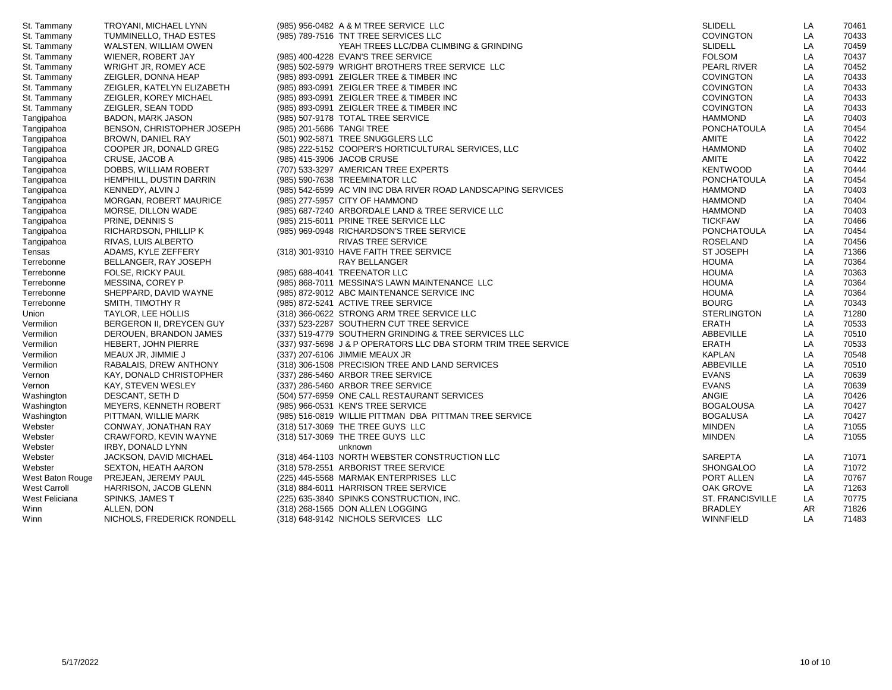| | | | | | | |
|---|---|---|---|---|---|---|
| St. Tammany | TROYANI, MICHAEL LYNN | (985) 956-0482 | A & M TREE SERVICE LLC | SLIDELL | LA | 70461 |
| St. Tammany | TUMMINELLO, THAD ESTES | (985) 789-7516 | TNT TREE SERVICES LLC | COVINGTON | LA | 70433 |
| St. Tammany | WALSTEN, WILLIAM OWEN | | YEAH TREES LLC/DBA CLIMBING & GRINDING | SLIDELL | LA | 70459 |
| St. Tammany | WIENER, ROBERT JAY | (985) 400-4228 | EVAN'S TREE SERVICE | FOLSOM | LA | 70437 |
| St. Tammany | WRIGHT JR, ROMEY ACE | (985) 502-5979 | WRIGHT BROTHERS TREE SERVICE LLC | PEARL RIVER | LA | 70452 |
| St. Tammany | ZEIGLER, DONNA HEAP | (985) 893-0991 | ZEIGLER TREE & TIMBER INC | COVINGTON | LA | 70433 |
| St. Tammany | ZEIGLER, KATELYN ELIZABETH | (985) 893-0991 | ZEIGLER TREE & TIMBER INC | COVINGTON | LA | 70433 |
| St. Tammany | ZEIGLER, KOREY MICHAEL | (985) 893-0991 | ZEIGLER TREE & TIMBER INC | COVINGTON | LA | 70433 |
| St. Tammany | ZEIGLER, SEAN TODD | (985) 893-0991 | ZEIGLER TREE & TIMBER INC | COVINGTON | LA | 70433 |
| Tangipahoa | BADON, MARK JASON | (985) 507-9178 | TOTAL TREE SERVICE | HAMMOND | LA | 70403 |
| Tangipahoa | BENSON, CHRISTOPHER JOSEPH | (985) 201-5686 | TANGI TREE | PONCHATOULA | LA | 70454 |
| Tangipahoa | BROWN, DANIEL RAY | (501) 902-5871 | TREE SNUGGLERS LLC | AMITE | LA | 70422 |
| Tangipahoa | COOPER JR, DONALD GREG | (985) 222-5152 | COOPER'S HORTICULTURAL SERVICES, LLC | HAMMOND | LA | 70402 |
| Tangipahoa | CRUSE, JACOB A | (985) 415-3906 | JACOB CRUSE | AMITE | LA | 70422 |
| Tangipahoa | DOBBS, WILLIAM ROBERT | (707) 533-3297 | AMERICAN TREE EXPERTS | KENTWOOD | LA | 70444 |
| Tangipahoa | HEMPHILL, DUSTIN DARRIN | (985) 590-7638 | TREEMINATOR LLC | PONCHATOULA | LA | 70454 |
| Tangipahoa | KENNEDY, ALVIN J | (985) 542-6599 | AC VIN INC DBA RIVER ROAD LANDSCAPING SERVICES | HAMMOND | LA | 70403 |
| Tangipahoa | MORGAN, ROBERT MAURICE | (985) 277-5957 | CITY OF HAMMOND | HAMMOND | LA | 70404 |
| Tangipahoa | MORSE, DILLON WADE | (985) 687-7240 | ARBORDALE LAND & TREE SERVICE LLC | HAMMOND | LA | 70403 |
| Tangipahoa | PRINE, DENNIS S | (985) 215-6011 | PRINE TREE SERVICE LLC | TICKFAW | LA | 70466 |
| Tangipahoa | RICHARDSON, PHILLIP K | (985) 969-0948 | RICHARDSON'S TREE SERVICE | PONCHATOULA | LA | 70454 |
| Tangipahoa | RIVAS, LUIS ALBERTO | | RIVAS TREE SERVICE | ROSELAND | LA | 70456 |
| Tensas | ADAMS, KYLE ZEFFERY | (318) 301-9310 | HAVE FAITH TREE SERVICE | ST JOSEPH | LA | 71366 |
| Terrebonne | BELLANGER, RAY JOSEPH | | RAY BELLANGER | HOUMA | LA | 70364 |
| Terrebonne | FOLSE, RICKY PAUL | (985) 688-4041 | TREENATOR LLC | HOUMA | LA | 70363 |
| Terrebonne | MESSINA, COREY P | (985) 868-7011 | MESSINA'S LAWN MAINTENANCE LLC | HOUMA | LA | 70364 |
| Terrebonne | SHEPPARD, DAVID WAYNE | (985) 872-9012 | ABC MAINTENANCE SERVICE INC | HOUMA | LA | 70364 |
| Terrebonne | SMITH, TIMOTHY R | (985) 872-5241 | ACTIVE TREE SERVICE | BOURG | LA | 70343 |
| Union | TAYLOR, LEE HOLLIS | (318) 366-0622 | STRONG ARM TREE SERVICE LLC | STERLINGTON | LA | 71280 |
| Vermilion | BERGERON II, DREYCEN GUY | (337) 523-2287 | SOUTHERN CUT TREE SERVICE | ERATH | LA | 70533 |
| Vermilion | DEROUEN, BRANDON JAMES | (337) 519-4779 | SOUTHERN GRINDING & TREE SERVICES LLC | ABBEVILLE | LA | 70510 |
| Vermilion | HEBERT, JOHN PIERRE | (337) 937-5698 | J & P OPERATORS LLC DBA STORM TRIM TREE SERVICE | ERATH | LA | 70533 |
| Vermilion | MEAUX JR, JIMMIE J | (337) 207-6106 | JIMMIE MEAUX JR | KAPLAN | LA | 70548 |
| Vermilion | RABALAIS, DREW ANTHONY | (318) 306-1508 | PRECISION TREE AND LAND SERVICES | ABBEVILLE | LA | 70510 |
| Vernon | KAY, DONALD CHRISTOPHER | (337) 286-5460 | ARBOR TREE SERVICE | EVANS | LA | 70639 |
| Vernon | KAY, STEVEN WESLEY | (337) 286-5460 | ARBOR TREE SERVICE | EVANS | LA | 70639 |
| Washington | DESCANT, SETH D | (504) 577-6959 | ONE CALL RESTAURANT SERVICES | ANGIE | LA | 70426 |
| Washington | MEYERS, KENNETH ROBERT | (985) 966-0531 | KEN'S TREE SERVICE | BOGALOUSA | LA | 70427 |
| Washington | PITTMAN, WILLIE MARK | (985) 516-0819 | WILLIE PITTMAN DBA PITTMAN TREE SERVICE | BOGALUSA | LA | 70427 |
| Webster | CONWAY, JONATHAN RAY | (318) 517-3069 | THE TREE GUYS LLC | MINDEN | LA | 71055 |
| Webster | CRAWFORD, KEVIN WAYNE | (318) 517-3069 | THE TREE GUYS LLC | MINDEN | LA | 71055 |
| Webster | IRBY, DONALD LYNN | | unknown | | | |
| Webster | JACKSON, DAVID MICHAEL | (318) 464-1103 | NORTH WEBSTER CONSTRUCTION LLC | SAREPTA | LA | 71071 |
| Webster | SEXTON, HEATH AARON | (318) 578-2551 | ARBORIST TREE SERVICE | SHONGALOO | LA | 71072 |
| West Baton Rouge | PREJEAN, JEREMY PAUL | (225) 445-5568 | MARMAK ENTERPRISES LLC | PORT ALLEN | LA | 70767 |
| West Carroll | HARRISON, JACOB GLENN | (318) 884-6011 | HARRISON TREE SERVICE | OAK GROVE | LA | 71263 |
| West Feliciana | SPINKS, JAMES T | (225) 635-3840 | SPINKS CONSTRUCTION, INC. | ST. FRANCISVILLE | LA | 70775 |
| Winn | ALLEN, DON | (318) 268-1565 | DON ALLEN LOGGING | BRADLEY | AR | 71826 |
| Winn | NICHOLS, FREDERICK RONDELL | (318) 648-9142 | NICHOLS SERVICES LLC | WINNFIELD | LA | 71483 |

5/17/2022